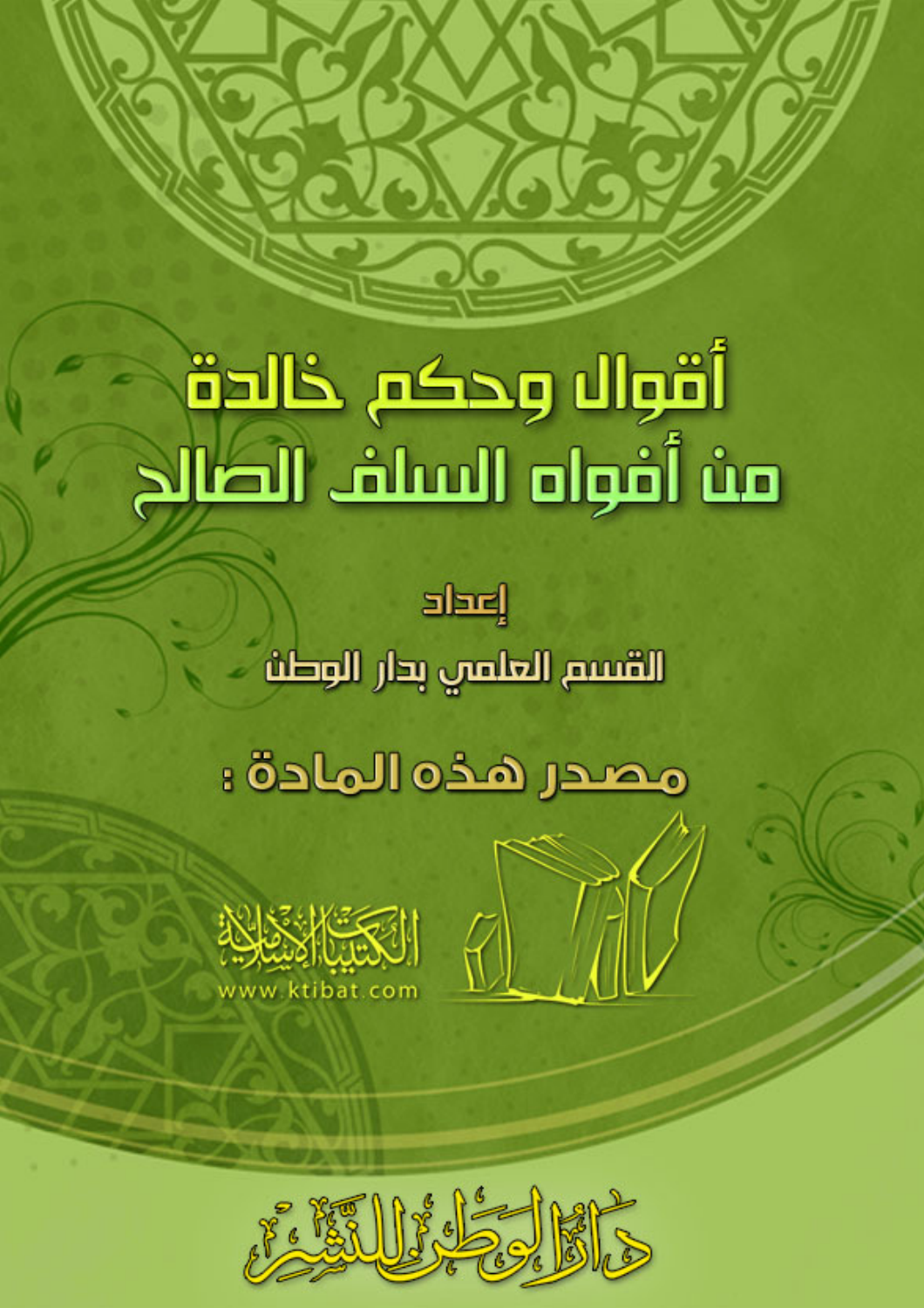# أقوال وحكم خالدة
# من أفواه السلف الصالح

إعداد

القسم العلمي بدار الوطن

مصدر هذه المادة :

الكتيبات الإسلامية

www.ktibat.com

دار الوطن للنشر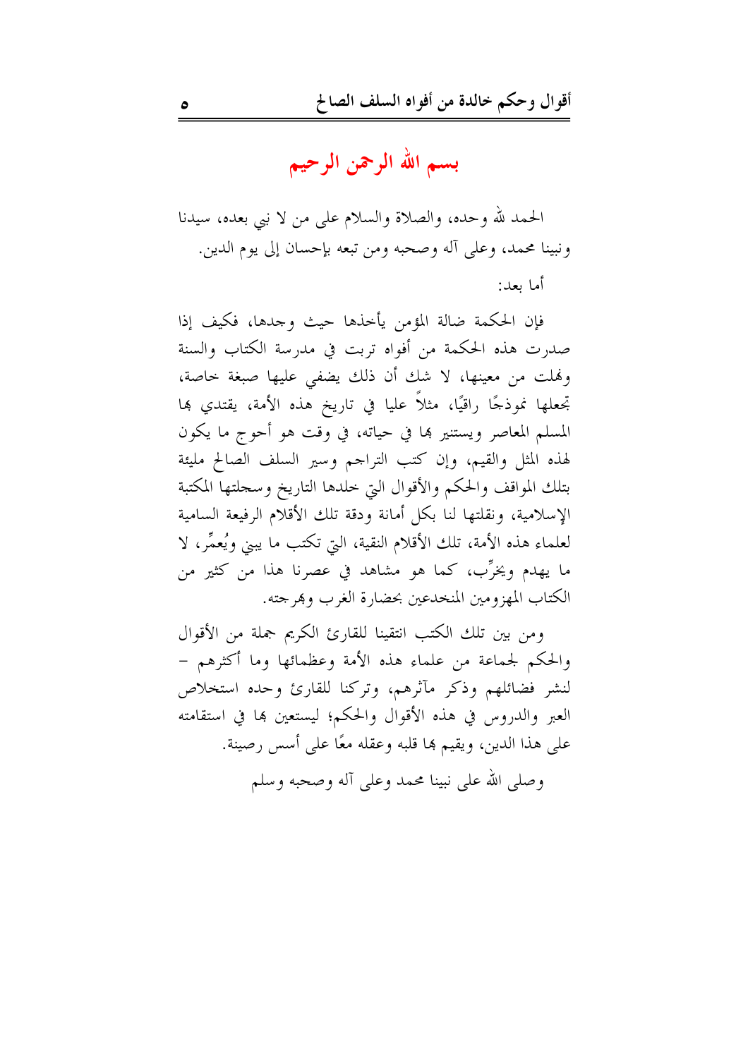# بسم الله الرحمن الرحيم

الحمد لله وحده، والصلاة والسلام على من لا نبي بعده، سيدنا ونبينا محمد، وعلى آله وصحبه ومن تبعه بإحسان إلى يوم الدين.

أما بعد:

فإن الحكمة ضالة المؤمن يأخذها حيث وجدها، فكيف إذا صدرت هذه الحكمة من أفواه تربت في مدرسة الكتاب والسنة ونهلت من معينها، لا شك أن ذلك يضفي عليها صبغة خاصة، تجعلها نموذجًا راقيًا، مثلاً عليا في تاريخ هذه الأمة، يقتدي بها المسلم المعاصر ويستنير بها في حياته، في وقت هو أحوج ما يكون لهذه المثل والقيم، وإن كتب التراجم وسير السلف الصالح مليئة بتلك المواقف والحكم والأقوال التي خلدها التاريخ وسجلتها المكتبة الإسلامية، ونقلتها لنا بكل أمانة ودقة تلك الأقلام الرفيعة السامية لعلماء هذه الأمة، تلك الأقلام النقية، التي تكتب ما يبني ويُعمِّر، لا ما يهدم ويخرِّب، كما هو مشاهد في عصرنا هذا من كثير من الكتاب المهزومين المنخدعين بحضارة الغرب وبهرجته.

ومن بين تلك الكتب انتقينا للقارئ الكريم جملة من الأقوال والحكم لجماعة من علماء هذه الأمة وعظمائها وما أكثرهم – لنشر فضائلهم وذكر مآثرهم، وتركنا للقارئ وحده استخلاص العبر والدروس في هذه الأقوال والحكم؛ ليستعين بها في استقامته على هذا الدين، ويقيم بها قلبه وعقله معًا على أسس رصينة.

وصلى الله على نبينا محمد وعلى آله وصحبه وسلم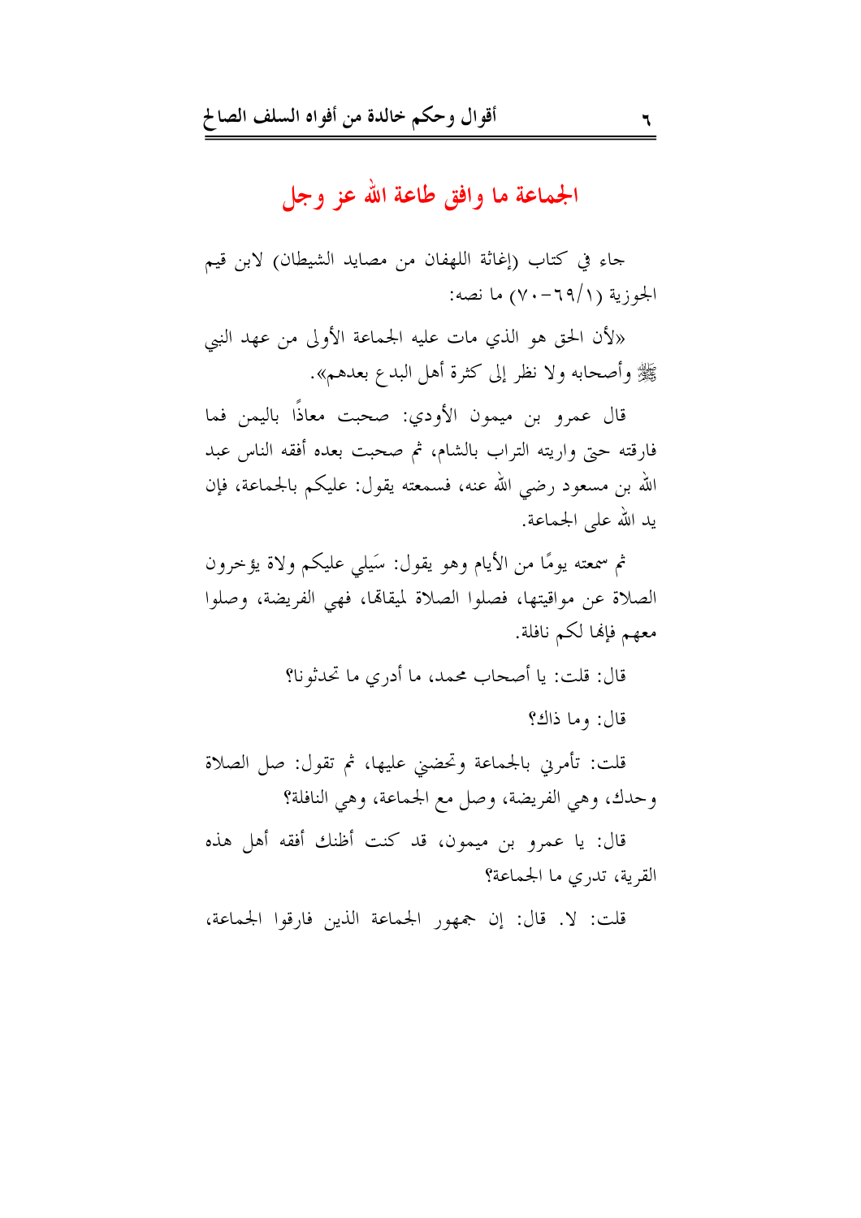## الجماعة ما وافق طاعة الله عز وجل

جاء في كتاب (إغاثة اللهفان من مصايد الشيطان) لابن قيم الجوزية (١/٦٩-٧٠) ما نصه:

«لأن الحق هو الذي مات عليه الجماعة الأولى من عهد النبي ﷺ وأصحابه ولا نظر إلى كثرة أهل البدع بعدهم».

قال عمرو بن ميمون الأودي: صحبت معاذاً باليمن فما فارقته حتى واريته التراب بالشام، ثم صحبت بعده أفقه الناس عبد الله بن مسعود رضي الله عنه، فسمعته يقول: عليكم بالجماعة، فإن يد الله على الجماعة.

ثم سمعته يومًا من الأيام وهو يقول: سَيلي عليكم ولاة يؤخرون الصلاة عن مواقيتها، فصلوا الصلاة لميقاتها، فهي الفريضة، وصلوا معهم فإنها لكم نافلة.

قال: قلت: يا أصحاب محمد، ما أدري ما تحدثونا؟

قال: وما ذاك؟

قلت: تأمرني بالجماعة وتحضني عليها، ثم تقول: صل الصلاة وحدك، وهي الفريضة، وصل مع الجماعة، وهي النافلة؟

قال: يا عمرو بن ميمون، قد كنت أظنك أفقه أهل هذه القرية، تدري ما الجماعة؟

قلت: لا. قال: إن جمهور الجماعة الذين فارقوا الجماعة،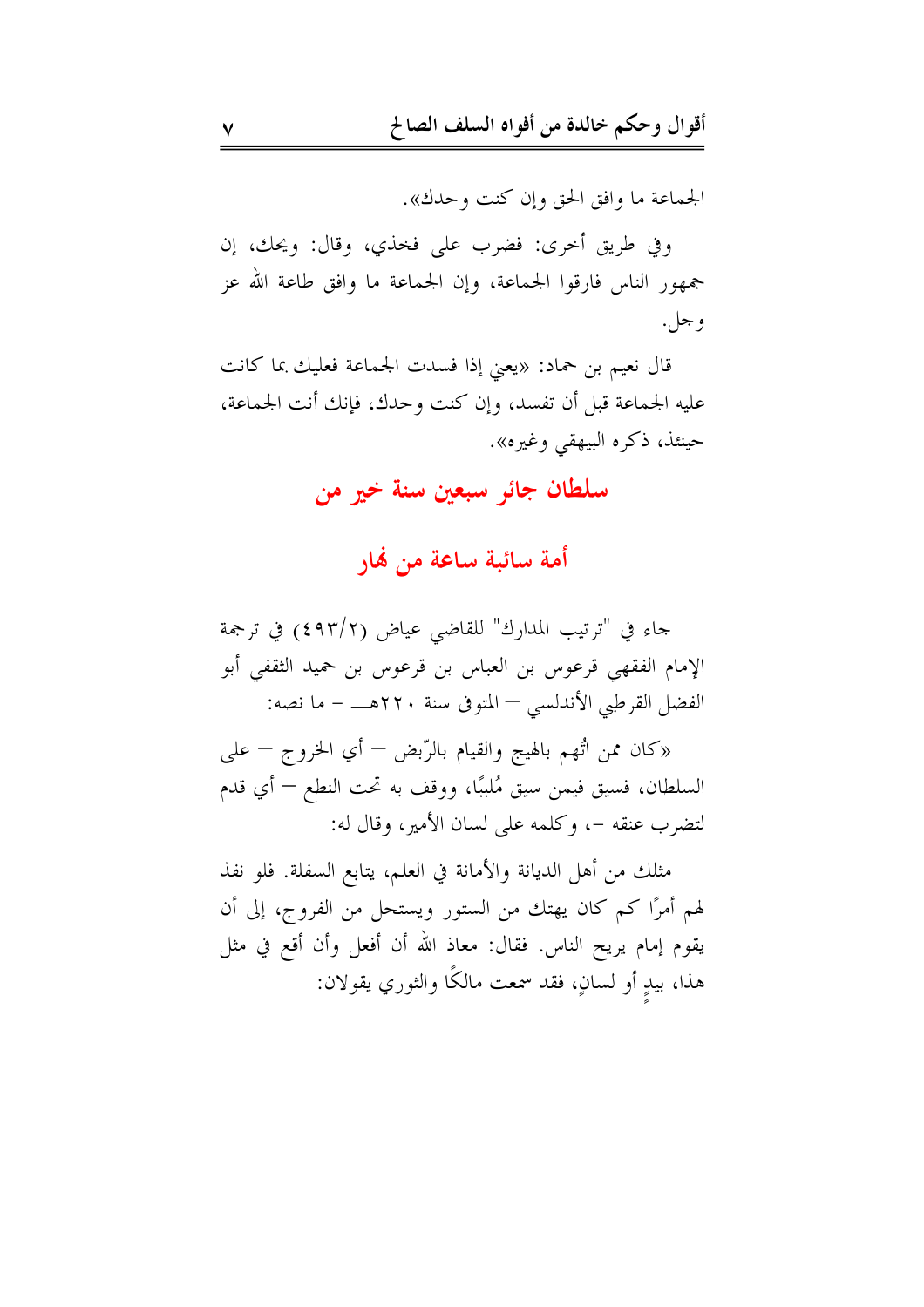الجماعة ما وافق الحق وإن كنت وحدك».

وفي طريق أخرى: فضرب على فخذي، وقال: ويحك، إن جمهور الناس فارقوا الجماعة، وإن الجماعة ما وافق طاعة الله عز وجل.

قال نعيم بن حماد: «يعني إذا فسدت الجماعة فعليك بما كانت عليه الجماعة قبل أن تفسد، وإن كنت وحدك، فإنك أنت الجماعة، حينئذ، ذكره البيهقي وغيره».

## سلطان جائر سبعين سنة خير من أمة سائبة ساعة من نهار

جاء في "ترتيب المدارك" للقاضي عياض (٤٩٣/٢) في ترجمة الإمام الفقهي قرعوس بن العباس بن قرعوس بن حميد الثقفي أبو الفضل القرطبي الأندلسي – المتوفى سنة ٢٢٠هـ – ما نصه:

«كان ممن اتُهم بالهيج والقيام بالرّبض – أي الخروج – على السلطان، فسيق فيمن سيق مُلببًا، ووقف به تحت النطع – أي قدم لتضرب عنقه –، وكلمه على لسان الأمير، وقال له:

مثلك من أهل الديانة والأمانة في العلم، يتابع السفلة. فلو نفذ لهم أمرًا كم كان يهتك من الستور ويستحل من الفروج، إلى أن يقوم إمام يريح الناس. فقال: معاذ الله أن أفعل وأن أقع في مثل هذا، بيدٍ أو لسانٍ، فقد سمعت مالكًا والثوري يقولان: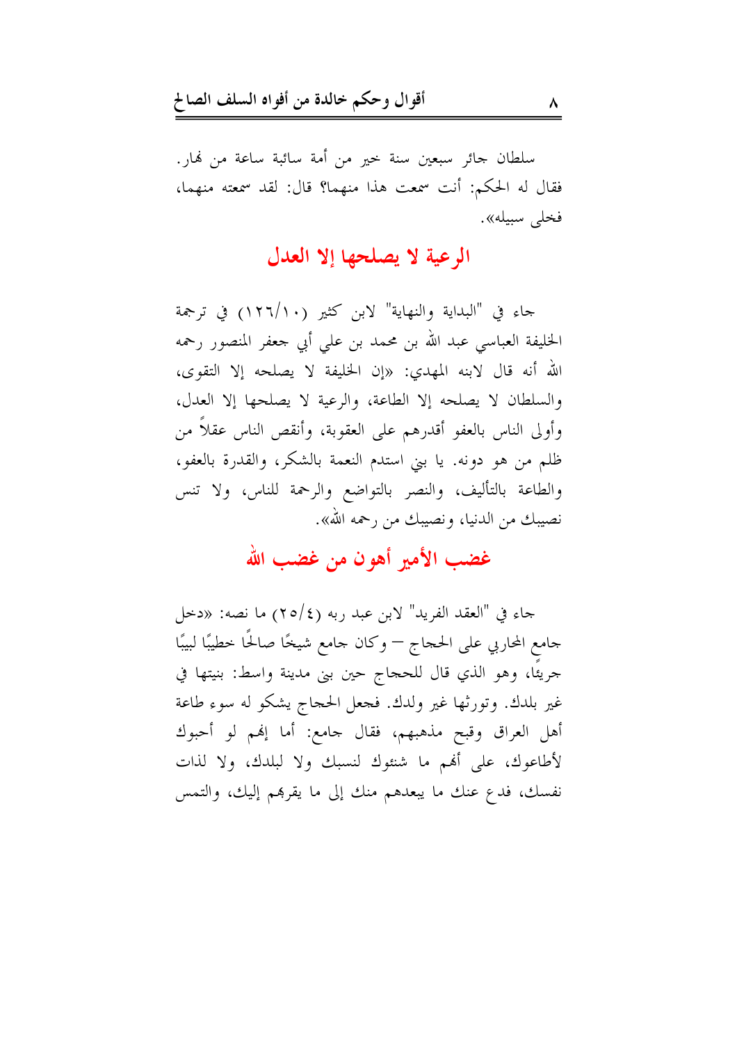سلطان جائر سبعين سنة خير من أمة سائبة ساعة من نهار. فقال له الحكم: أنت سمعت هذا منهما؟ قال: لقد سمعته منهما، فخلى سبيله».

## الرعية لا يصلحها إلا العدل

جاء في "البداية والنهاية" لابن كثير (١٠/١٢٦) في ترجمة الخليفة العباسي عبد الله بن محمد بن علي أبي جعفر المنصور رحمه الله أنه قال لابنه المهدي: «إن الخليفة لا يصلحه إلا التقوى، والسلطان لا يصلحه إلا الطاعة، والرعية لا يصلحها إلا العدل، وأولى الناس بالعفو أقدرهم على العقوبة، وأنقص الناس عقلاً من ظلم من هو دونه. يا بني استدم النعمة بالشكر، والقدرة بالعفو، والطاعة بالتأليف، والنصر بالتواضع والرحمة للناس، ولا تنس نصيبك من الدنيا، ونصيبك من رحمه الله».

## غضب الأمير أهون من غضب الله

جاء في "العقد الفريد" لابن عبد ربه (٤/٢٥) ما نصه: «دخل جامع المحاربي على الحجاج – وكان جامع شيخًا صالحًا خطيبًا لبيبًا جريئًا، وهو الذي قال للحجاج حين بنى مدينة واسط: بنيتها في غير بلدك. وتورثها غير ولدك. فجعل الحجاج يشكو له سوء طاعة أهل العراق وقبح مذهبهم، فقال جامع: أما إنهم لو أحبوك لأطاعوك، على أنهم ما شنئوك لنسبك ولا لبلدك، ولا لذات نفسك، فدع عنك ما يبعدهم منك إلى ما يقربهم إليك، والتمس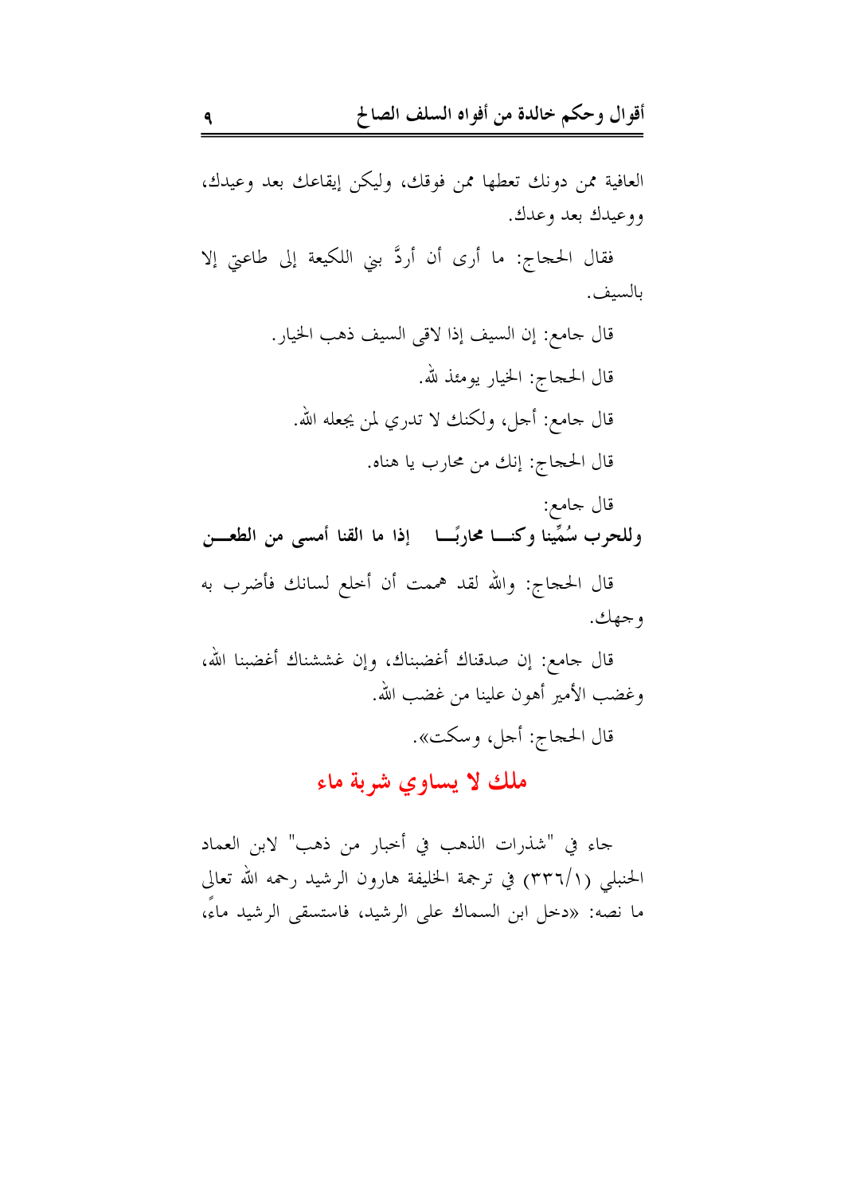العافية ممن دونك تعطها ممن فوقك، وليكن إيقاعك بعد وعيدك، ووعيدك بعد وعدك.

فقال الحجاج: ما أرى أن أردَّ بني اللكيعة إلى طاعتي إلا بالسيف.

قال جامع: إن السيف إذا لاقى السيف ذهب الخيار.

قال الحجاج: الخيار يومئذ لله.

قال جامع: أجل، ولكنك لا تدري لمن يجعله الله.

قال الحجاج: إنك من محارب يا هناه.

قال جامع:

**وللحرب سُمِّينا وكنـــا محاربًـــا إذا ما القنا أمسى من الطعـــن**

قال الحجاج: والله لقد هممت أن أخلع لسانك فأضرب به وجهك.

قال جامع: إن صدقناك أغضبناك، وإن غششناك أغضبنا الله، وغضب الأمير أهون علينا من غضب الله.

قال الحجاج: أجل، وسكت».

## ملك لا يساوي شربة ماء

جاء في "شذرات الذهب في أخبار من ذهب" لابن العماد الحنبلي (٣٣٦/١) في ترجمة الخليفة هارون الرشيد رحمه الله تعالى ما نصه: «دخل ابن السماك على الرشيد، فاستسقى الرشيد ماءً،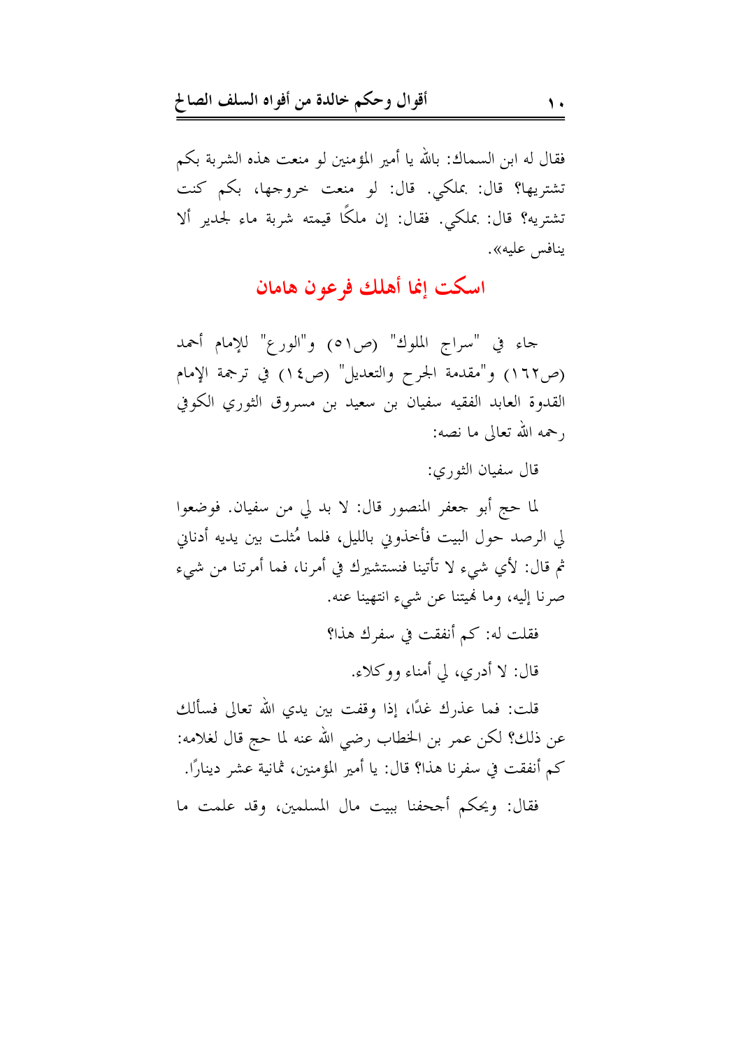فقال له ابن السماك: بالله يا أمير المؤمنين لو منعت هذه الشربة بكم تشتريها؟ قال: بملكي. قال: لو منعت خروجها، بكم كنت تشتريه؟ قال: بملكي. فقال: إن ملكًا قيمته شربة ماء لجدير ألا ينافس عليه».

## اسكت إنما أهلك فرعون هامان

جاء في "سراج الملوك" (ص٥١) و"الورع" للإمام أحمد (ص١٦٢) و"مقدمة الجرح والتعديل" (ص١٤) في ترجمة الإمام القدوة العابد الفقيه سفيان بن سعيد بن مسروق الثوري الكوفي رحمه الله تعالى ما نصه:

قال سفيان الثوري:

لما حج أبو جعفر المنصور قال: لا بد لي من سفيان. فوضعوا لي الرصد حول البيت فأخذوني بالليل، فلما مُثلت بين يديه أدناني ثم قال: لأي شيء لا تأتينا فنستشيرك في أمرنا، فما أمرتنا من شيء صرنا إليه، وما نهيتنا عن شيء انتهينا عنه.

فقلت له: كم أنفقت في سفرك هذا؟

قال: لا أدري، لي أمناء ووكلاء.

قلت: فما عذرك غدًا، إذا وقفت بين يدي الله تعالى فسألك عن ذلك؟ لكن عمر بن الخطاب رضي الله عنه لما حج قال لغلامه: كم أنفقت في سفرنا هذا؟ قال: يا أمير المؤمنين، ثمانية عشر دينارًا.

فقال: ويحكم أجحفنا ببيت مال المسلمين، وقد علمت ما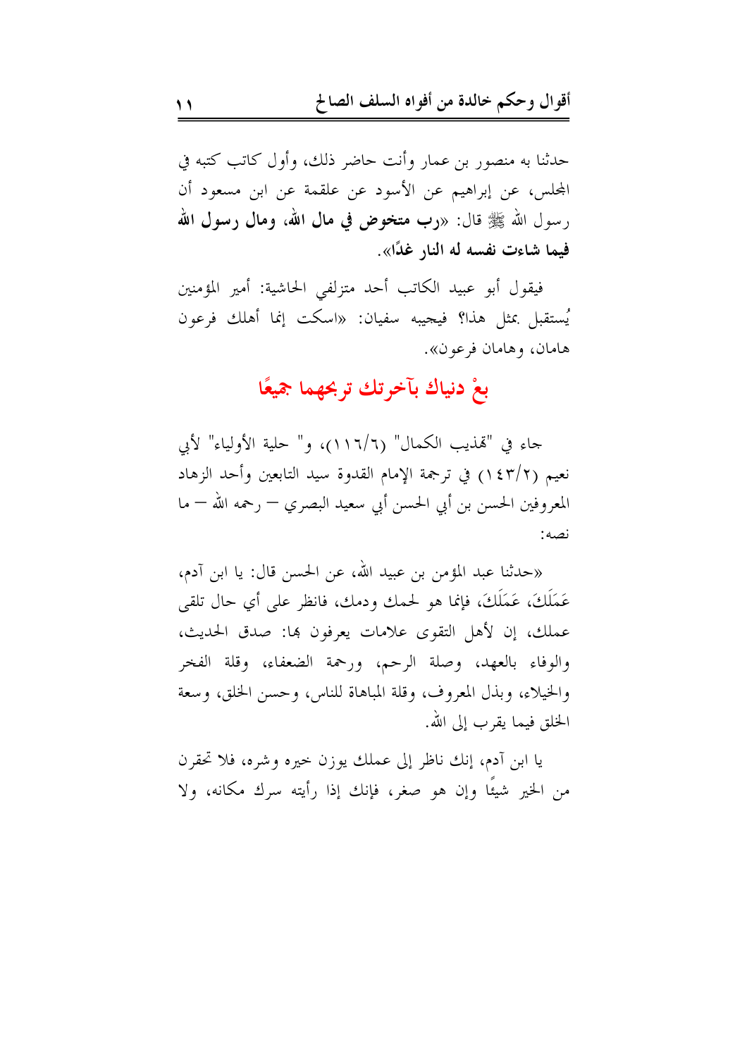حدثنا به منصور بن عمار وأنت حاضر ذلك، وأول كاتب كتبه في المجلس، عن إبراهيم عن الأسود عن علقمة عن ابن مسعود أن رسول الله ﷺ قال: «**رب متخوض في مال الله، ومال رسول الله فيما شاءت نفسه له النار غدًا**».

فيقول أبو عبيد الكاتب أحد متزلفي الحاشية: أمير المؤمنين يُستقبل بمثل هذا؟ فيجيبه سفيان: «اسكت إنما أهلك فرعون هامان، وهامان فرعون».

## بعْ دنياك بآخرتك تربحهما جميعًا

جاء في "تهذيب الكمال" (١١٦/٦)، و" حلية الأولياء" لأبي نعيم (١٤٣/٢) في ترجمة الإمام القدوة سيد التابعين وأحد الزهاد المعروفين الحسن بن أبي الحسن أبي سعيد البصري — رحمه الله — ما نصه:

«حدثنا عبد المؤمن بن عبيد الله، عن الحسن قال: يا ابن آدم، عَمَلَكَ، عَمَلَكَ، فإنما هو لحمك ودمك، فانظر على أي حال تلقى عملك، إن لأهل التقوى علامات يعرفون بها: صدق الحديث، والوفاء بالعهد، وصلة الرحم، ورحمة الضعفاء، وقلة الفخر والخيلاء، وبذل المعروف، وقلة المباهاة للناس، وحسن الخلق، وسعة الخلق فيما يقرب إلى الله.

يا ابن آدم، إنك ناظر إلى عملك يوزن خيره وشره، فلا تحقرن من الخير شيئًا وإن هو صغر، فإنك إذا رأيته سرك مكانه، ولا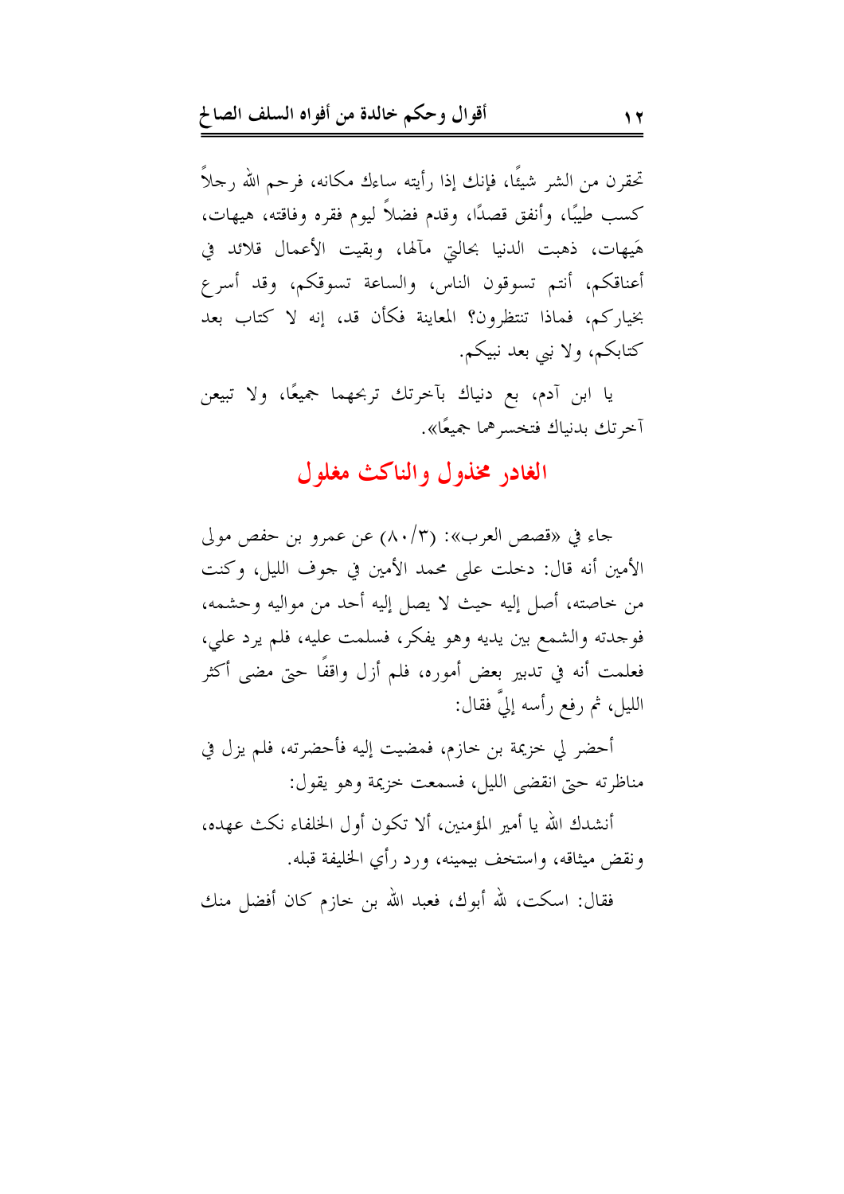تحقرن من الشر شيئًا، فإنك إذا رأيته ساءك مكانه، فرحم الله رجلاً كسب طيبًا، وأنفق قصدًا، وقدم فضلاً ليوم فقره وفاقته، هيهات، هَيهات، ذهبت الدنيا بحاليّ مآلها، وبقيت الأعمال قلائد في أعناقكم، أنتم تسوقون الناس، والساعة تسوقكم، وقد أسرع بخياركم، فماذا تنتظرون؟ المعاينة فكأن قد، إنه لا كتاب بعد كتابكم، ولا نبي بعد نبيكم.

يا ابن آدم، بع دنياك بآخرتك تربحهما جميعًا، ولا تبيعن آخرتك بدنياك فتخسرهما جميعًا».

## الغادر مخذول والناكث مغلول

جاء في «قصص العرب»: (٣/٨٠) عن عمرو بن حفص مولى الأمين أنه قال: دخلت على محمد الأمين في جوف الليل، وكنت من خاصته، أصل إليه حيث لا يصل إليه أحد من مواليه وحشمه، فوجدته والشمع بين يديه وهو يفكر، فسلمت عليه، فلم يرد علي، فعلمت أنه في تدبير بعض أموره، فلم أزل واقفًا حتى مضى أكثر الليل، ثم رفع رأسه إليَّ فقال:

أحضر لي خزيمة بن خازم، فمضيت إليه فأحضرته، فلم يزل في مناظرته حتى انقضى الليل، فسمعت خزيمة وهو يقول:

أنشدك الله يا أمير المؤمنين، ألا تكون أول الخلفاء نكث عهده، ونقض ميثاقه، واستخف بيمينه، ورد رأي الخليفة قبله.

فقال: اسكت، لله أبوك، فعبد الله بن خازم كان أفضل منك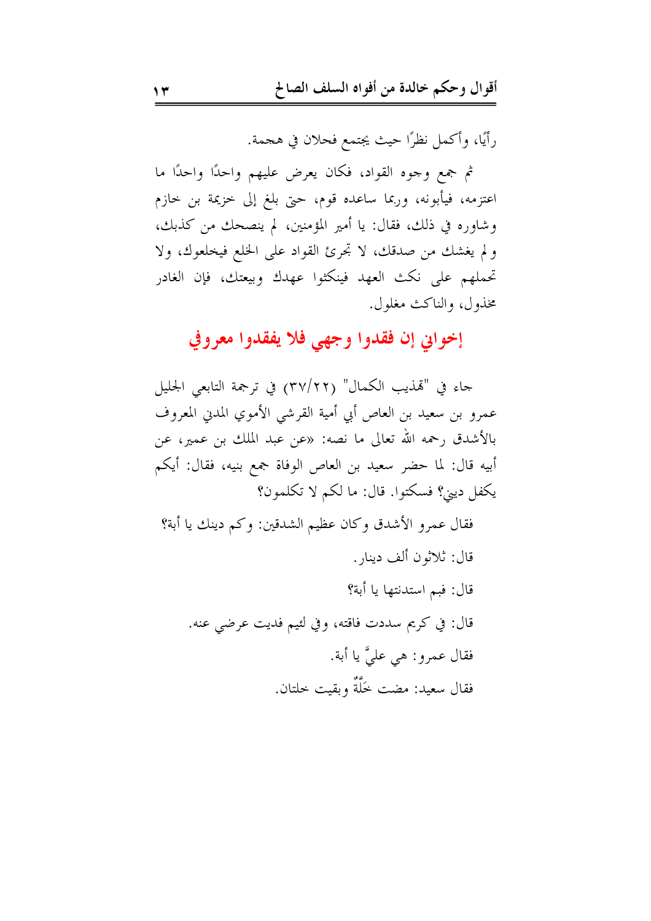رأيًا، وأكمل نظرًا حيث يجتمع فحلان في هجمة.

ثم جمع وجوه القواد، فكان يعرض عليهم واحدًا واحدًا ما اعتزمه، فيأبونه، وربما ساعده قوم، حتى بلغ إلى خزيمة بن خازم وشاوره في ذلك، فقال: يا أمير المؤمنين، لم ينصحك من كذبك، ولم يغشك من صدقك، لا تجرئ القواد على الخلع فيخلعوك، ولا تحملهم على نكث العهد فينكثوا عهدك وبيعتك، فإن الغادر مخذول، والناكث مغلول.

## إخواني إن فقدوا وجهي فلا يفقدوا معروفي

جاء في "تهذيب الكمال" (٣٧/٢٢) في ترجمة التابعي الجليل عمرو بن سعيد بن العاص أبي أمية القرشي الأموي المدني المعروف بالأشدق رحمه الله تعالى ما نصه: «عن عبد الملك بن عمير، عن أبيه قال: لما حضر سعيد بن العاص الوفاة جمع بنيه، فقال: أيكم يكفل ديني؟ فسكتوا. قال: ما لكم لا تكلمون؟

فقال عمرو الأشدق وكان عظيم الشدقين: وكم دينك يا أبة؟

قال: ثلاثون ألف دينار.

قال: فيم استدنتها يا أبة؟

قال: في كريم سددت فاقته، وفي لئيم فديت عرضي عنه.

فقال عمرو: هي عليَّ يا أبة.

فقال سعيد: مضت خَلَّةٌ وبقيت خلتان.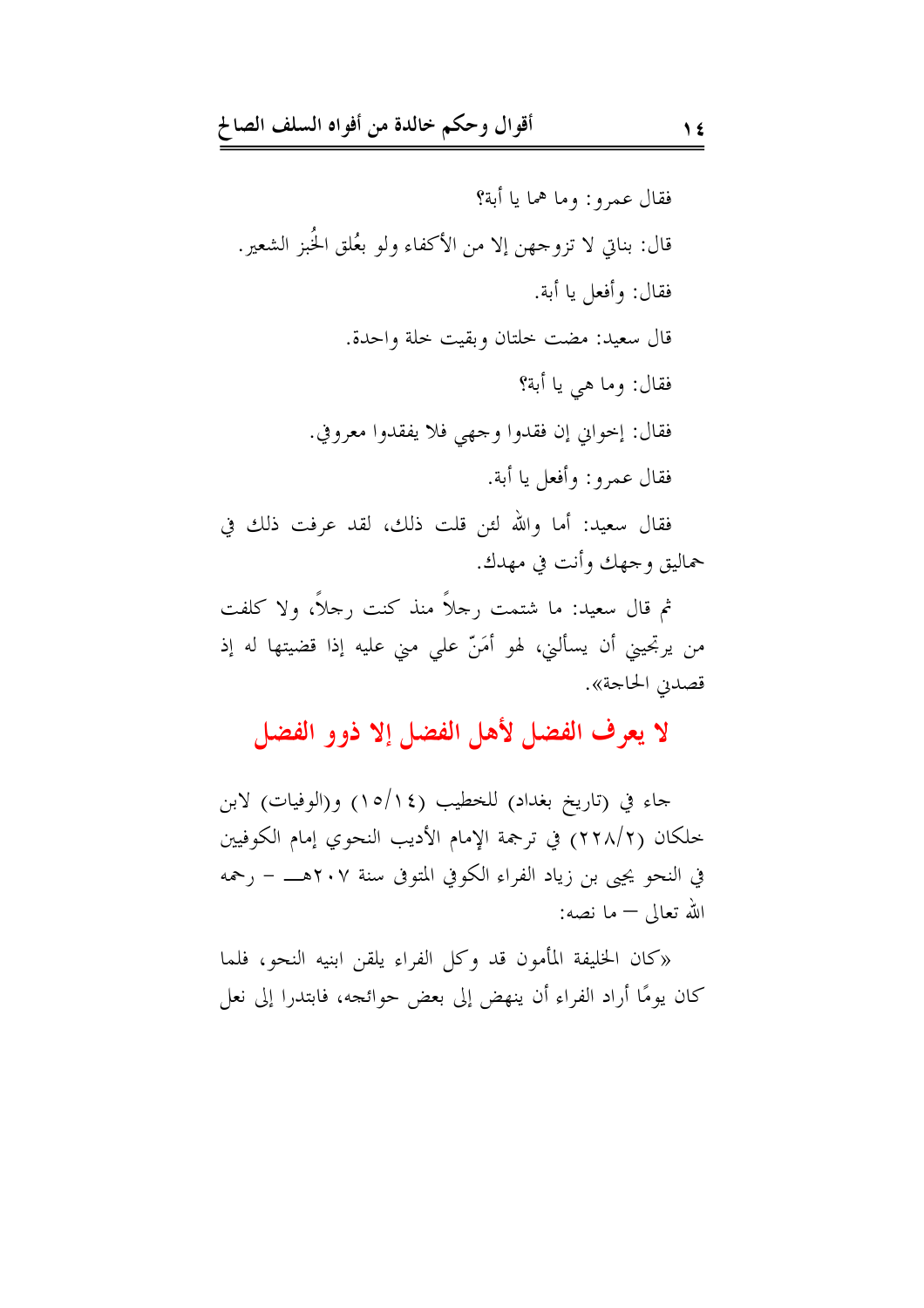فقال عمرو: وما هما يا أبة؟

قال: بناتي لا تزوجهن إلا من الأكفاء ولو بعُلق الخُبز الشعير.

فقال: وأفعل يا أبة.

قال سعيد: مضت خلتان وبقيت خلة واحدة.

فقال: وما هي يا أبة؟

فقال: إخواني إن فقدوا وجهي فلا يفقدوا معروفي.

فقال عمرو: وأفعل يا أبة.

فقال سعيد: أما والله لئن قلت ذلك، لقد عرفت ذلك في حماليق وجهك وأنت في مهدك.

ثم قال سعيد: ما شتمت رجلاً منذ كنت رجلاً، ولا كلفت من يرتجيني أن يسألني، لهو أمَنّ علي مني عليه إذا قضيتها له إذ قصدني الحاجة».

## لا يعرف الفضل لأهل الفضل إلا ذوو الفضل

جاء في (تاريخ بغداد) للخطيب (١٤/١٥٠) و(الوفيات) لابن خلكان (٢/٢٢٨) في ترجمة الإمام الأديب النحوي إمام الكوفيين في النحو يحيى بن زياد الفراء الكوفي المتوفى سنة ٢٠٧هـ - رحمه الله تعالى - ما نصه:

«كان الخليفة المأمون قد وكل الفراء يلقن ابنيه النحو، فلما كان يومًا أراد الفراء أن ينهض إلى بعض حوائجه، فابتدرا إلى نعل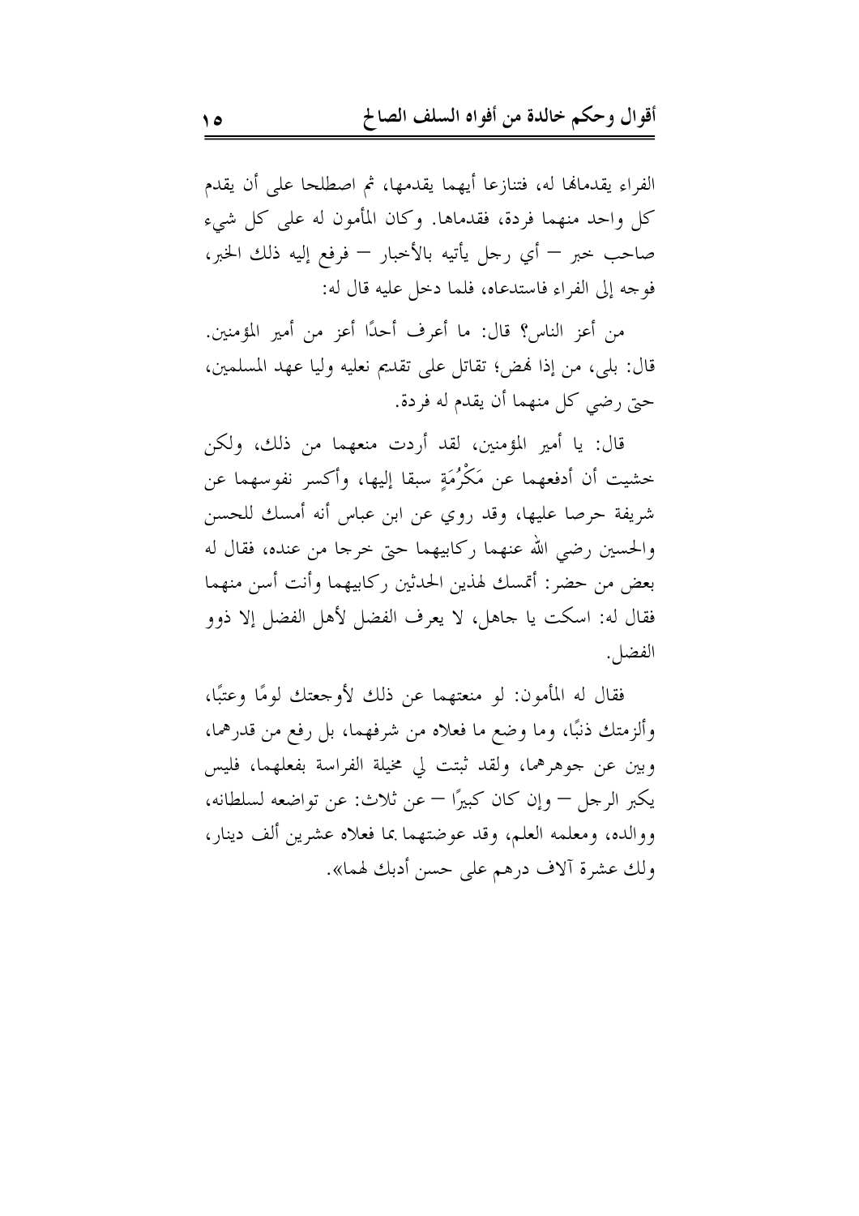الفراء يقدمانها له، فتنازعا أيهما يقدمها، ثم اصطلحا على أن يقدم كل واحد منهما فردة، فقدماها. وكان المأمون له على كل شيء صاحب خبر – أي رجل يأتيه بالأخبار – فرفع إليه ذلك الخبر، فوجه إلى الفراء فاستدعاه، فلما دخل عليه قال له:

من أعز الناس؟ قال: ما أعرف أحدًا أعز من أمير المؤمنين. قال: بلى، من إذا نهض؛ تقاتل على تقديم نعليه وليا عهد المسلمين، حتى رضي كل منهما أن يقدم له فردة.

قال: يا أمير المؤمنين، لقد أردت منعهما من ذلك، ولكن خشيت أن أدفعهما عن مَكْرُمَةٍ سبقا إليها، وأكسر نفوسهما عن شريفة حرصا عليها، وقد روي عن ابن عباس أنه أمسك للحسن والحسين رضي الله عنهما ركابيهما حتى خرجا من عنده، فقال له بعض من حضر: أتمسك لهذين الحدثين ركابيهما وأنت أسن منهما فقال له: اسكت يا جاهل، لا يعرف الفضل لأهل الفضل إلا ذوو الفضل.

فقال له المأمون: لو منعتهما عن ذلك لأوجعتك لومًا وعتبًا، وألزمتك ذنبًا، وما وضع ما فعلاه من شرفهما، بل رفع من قدرهما، وبين عن جوهرهما، ولقد ثبتت لي مخيلة الفراسة بفعلهما، فليس يكبر الرجل – وإن كان كبيرًا – عن ثلاث: عن تواضعه لسلطانه، ووالده، ومعلمه العلم، وقد عوضتهما بما فعلاه عشرين ألف دينار، ولك عشرة آلاف درهم على حسن أدبك لهما».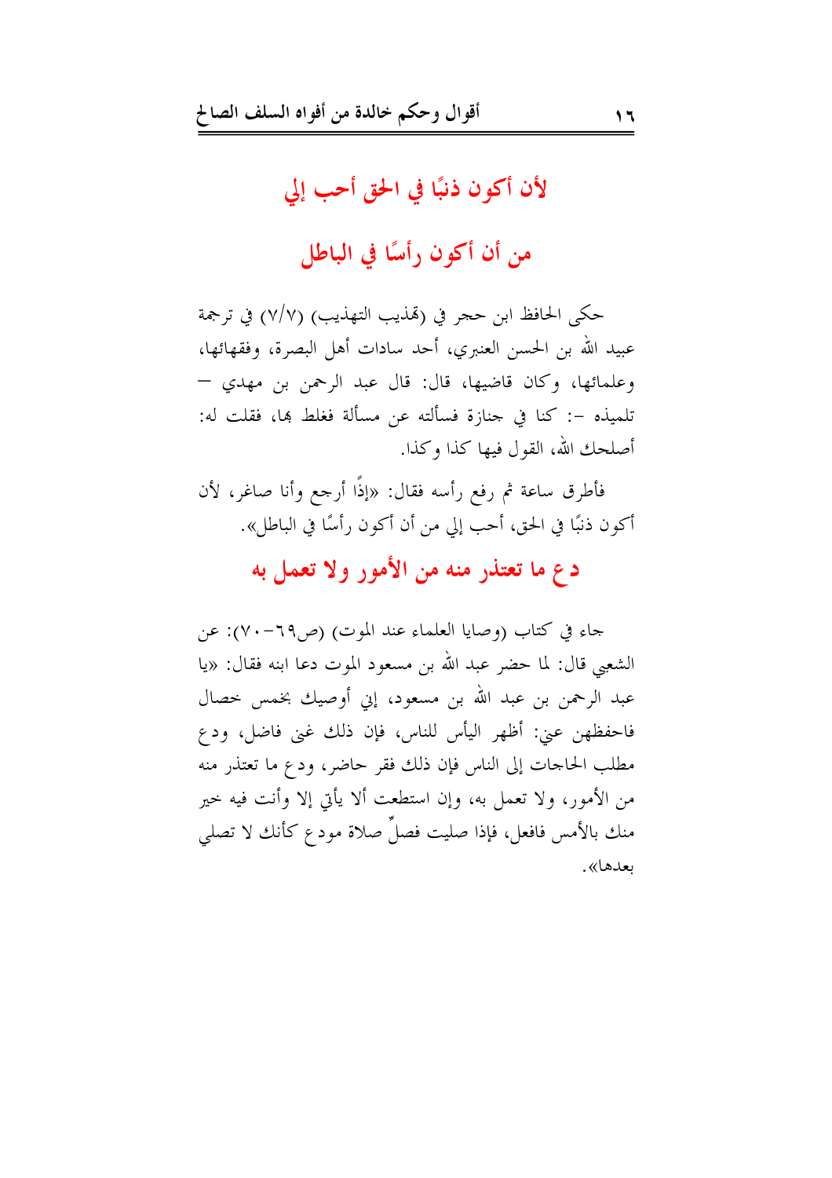## لأن أكون ذنبًا في الحق أحب إلي

## من أن أكون رأسًا في الباطل

حكى الحافظ ابن حجر في (تهذيب التهذيب) (٧/٧) في ترجمة عبيد الله بن الحسن العنبري، أحد سادات أهل البصرة، وفقهائها، وعلمائها، وكان قاضيها، قال: قال عبد الرحمن بن مهدي – تلميذه –: كنا في جنازة فسألته عن مسألة فغلط بها، فقلت له: أصلحك الله، القول فيها كذا وكذا.

فأطرق ساعة ثم رفع رأسه فقال: «إذًا أرجع وأنا صاغر، لأن أكون ذنبًا في الحق، أحب إلي من أن أكون رأسًا في الباطل».

## دع ما تعتذر منه من الأمور ولا تعمل به

جاء في كتاب (وصايا العلماء عند الموت) (ص٦٩-٧٠): عن الشعبي قال: لما حضر عبد الله بن مسعود الموت دعا ابنه فقال: «يا عبد الرحمن بن عبد الله بن مسعود، إني أوصيك بخمس خصال فاحفظهن عني: أظهر اليأس للناس، فإن ذلك غنى فاضل، ودع مطلب الحاجات إلى الناس فإن ذلك فقر حاضر، ودع ما تعتذر منه من الأمور، ولا تعمل به، وإن استطعت ألا يأتي إلا وأنت فيه خير منك بالأمس فافعل، فإذا صليت فصلِّ صلاة مودع كأنك لا تصلي بعدها».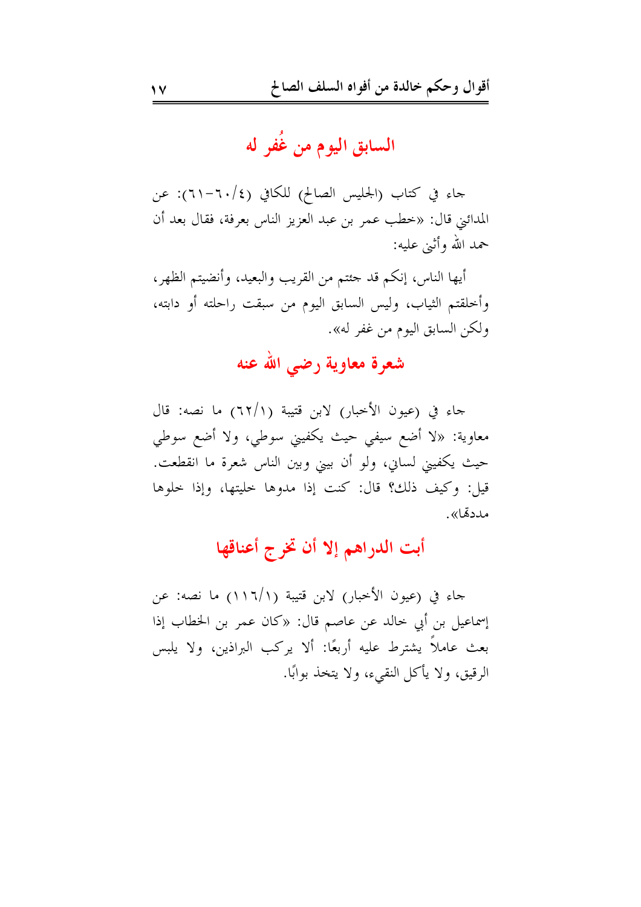## السابق اليوم من غُفر له

جاء في كتاب (الجليس الصالح) للكافي (٤/٦٠-٦١): عن المدائني قال: «خطب عمر بن عبد العزيز الناس بعرفة، فقال بعد أن حمد الله وأثنى عليه:

أيها الناس، إنكم قد جئتم من القريب والبعيد، وأنضيتم الظهر، وأخلقتم الثياب، وليس السابق اليوم من سبقت راحلته أو دابته، ولكن السابق اليوم من غفر له».

## شعرة معاوية رضي الله عنه

جاء في (عيون الأخبار) لابن قتيبة (٦٢/١) ما نصه: قال معاوية: «لا أضع سيفي حيث يكفيني سوطي، ولا أضع سوطي حيث يكفيني لساني، ولو أن بيني وبين الناس شعرة ما انقطعت. قيل: وكيف ذلك؟ قال: كنت إذا مدوها خليتها، وإذا خلوها مددتها».

## أبت الدراهم إلا أن تخرج أعناقها

جاء في (عيون الأخبار) لابن قتيبة (١١٦/١) ما نصه: عن إسماعيل بن أبي خالد عن عاصم قال: «كان عمر بن الخطاب إذا بعث عاملاً يشترط عليه أربعًا: ألا يركب البراذين، ولا يلبس الرقيق، ولا يأكل النقيء، ولا يتخذ بوابًا.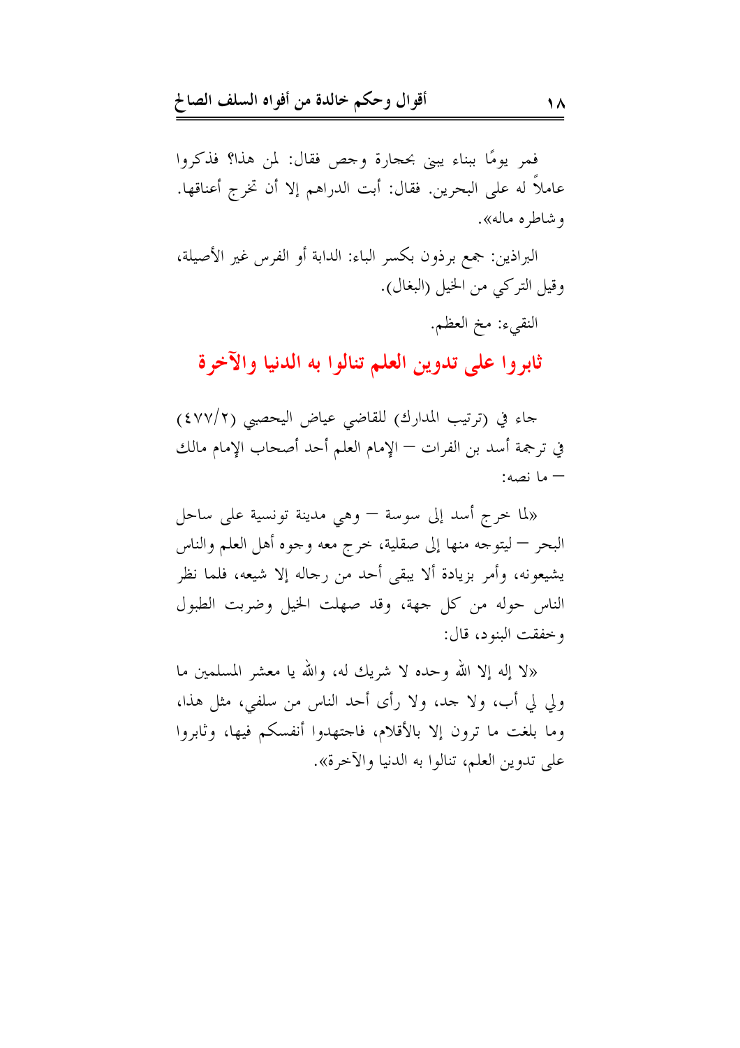فمر يومًا ببناء يبنى بحجارة وجص فقال: لمن هذا؟ فذكروا عاملاً له على البحرين. فقال: أبت الدراهم إلا أن تخرج أعناقها. وشاطره ماله».

البراذين: جمع برذون بكسر الباء: الدابة أو الفرس غير الأصيلة، وقيل التركي من الخيل (البغال).

النقيء: مخ العظم.

## ثابروا على تدوين العلم تنالوا به الدنيا والآخرة

جاء في (ترتيب المدارك) للقاضي عياض اليحصبي (٤٧٧/٢) في ترجمة أسد بن الفرات – الإمام العلم أحد أصحاب الإمام مالك – ما نصه:

«لما خرج أسد إلى سوسة – وهي مدينة تونسية على ساحل البحر – ليتوجه منها إلى صقلية، خرج معه وجوه أهل العلم والناس يشيعونه، وأمر بزيادة ألا يبقى أحد من رجاله إلا شيعه، فلما نظر الناس حوله من كل جهة، وقد صهلت الخيل وضربت الطبول وخفقت البنود، قال:

«لا إله إلا الله وحده لا شريك له، والله يا معشر المسلمين ما ولي لي أب، ولا جد، ولا رأى أحد الناس من سلفي، مثل هذا، وما بلغت ما ترون إلا بالأقلام، فاجتهدوا أنفسكم فيها، وثابروا على تدوين العلم، تنالوا به الدنيا والآخرة».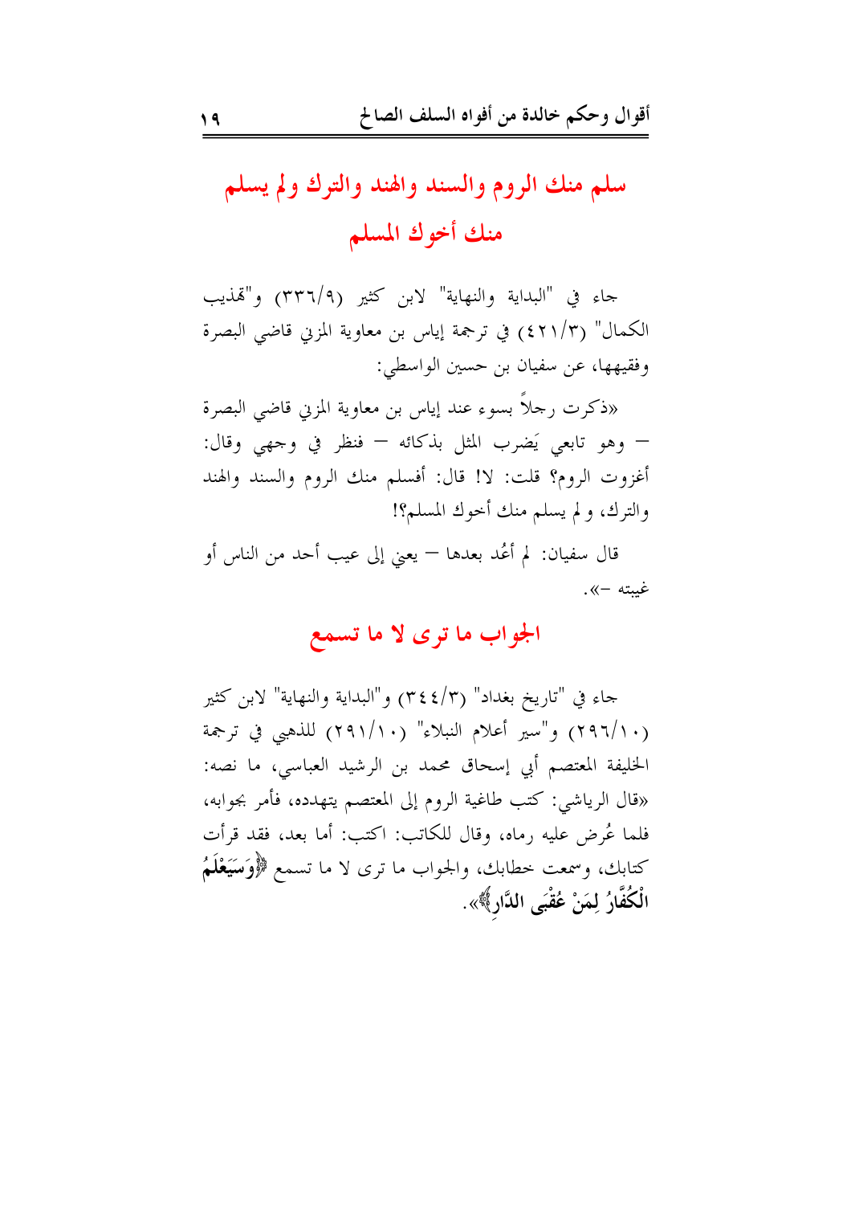## سلم منك الروم والسند والهند والترك ولم يسلم منك أخوك المسلم

جاء في "البداية والنهاية" لابن كثير (٩/٣٣٦) و"تهذيب الكمال" (٣/٤٢١) في ترجمة إياس بن معاوية المزني قاضي البصرة وفقيهها، عن سفيان بن حسين الواسطي:

«ذكرت رجلاً بسوء عند إياس بن معاوية المزني قاضي البصرة – وهو تابعي يَضرب المثل بذكائه – فنظر في وجهي وقال: أغزوت الروم؟ قلت: لا! قال: أفسلم منك الروم والسند والهند والترك، ولم يسلم منك أخوك المسلم؟!

قال سفيان: لم أعُد بعدها – يعني إلى عيب أحد من الناس أو غيبته –».

## الجواب ما ترى لا ما تسمع

جاء في "تاريخ بغداد" (٣/٣٤٤) و"البداية والنهاية" لابن كثير (١٠/٢٩٦) و"سير أعلام النبلاء" (١٠/٢٩١) للذهبي في ترجمة الخليفة المعتصم أبي إسحاق محمد بن الرشيد العباسي، ما نصه: «قال الرياشي: كتب طاغية الروم إلى المعتصم يتهدده، فأمر بجوابه، فلما عُرض عليه رماه، وقال للكاتب: اكتب: أما بعد، فقد قرأت كتابك، وسمعت خطابك، والجواب ما ترى لا ما تسمع ﴿**وَسَيَعْلَمُ الْكُفَّارُ لِمَنْ عُقْبَى الدَّارِ**﴾».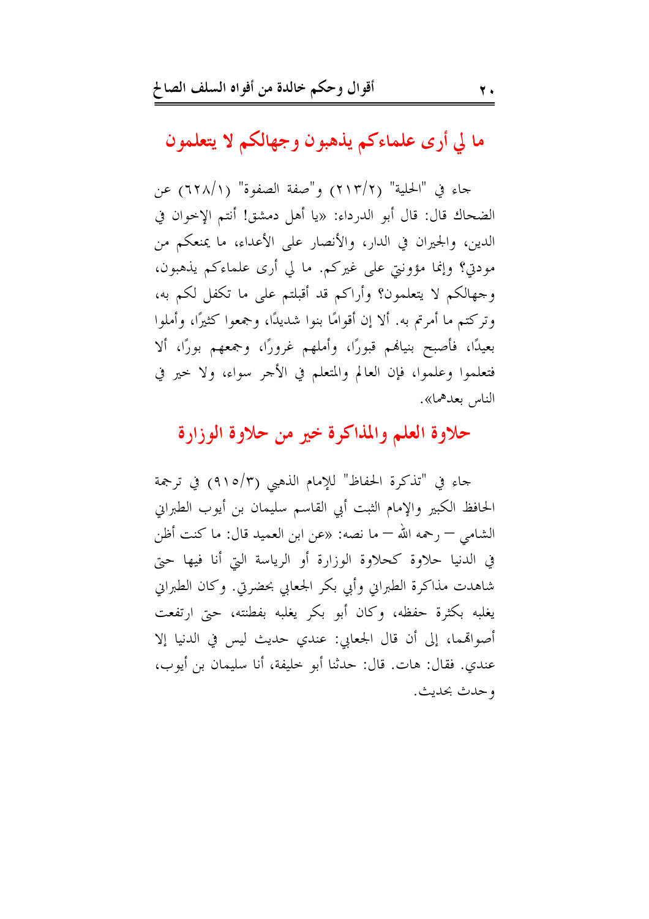## ما لي أرى علماءكم يذهبون وجهالكم لا يتعلمون

جاء في "الحلية" (٢/٢١٣) و"صفة الصفوة" (١/٦٢٨) عن الضحاك قال: قال أبو الدرداء: «يا أهل دمشق! أنتم الإخوان في الدين، والجيران في الدار، والأنصار على الأعداء، ما يمنعكم من مودتي؟ وإنما مؤونتي على غيركم. ما لي أرى علماءكم يذهبون، وجهالكم لا يتعلمون؟ وأراكم قد أقبلتم على ما تكفل لكم به، وتركتم ما أمرتم به. ألا إن أقوامًا بنوا شديدًا، وجمعوا كثيرًا، وأملوا بعيدًا، فأصبح بنيانهم قبورًا، وأملهم غرورًا، وجمعهم بورًا، ألا فتعلموا وعلموا، فإن العالم والمتعلم في الأجر سواء، ولا خير في الناس بعدهما».

## حلاوة العلم والمذاكرة خير من حلاوة الوزارة

جاء في "تذكرة الحفاظ" للإمام الذهبي (٣/٩١٥) في ترجمة الحافظ الكبير والإمام الثبت أبي القاسم سليمان بن أيوب الطبراني الشامي – رحمه الله – ما نصه: «عن ابن العميد قال: ما كنت أظن في الدنيا حلاوة كحلاوة الوزارة أو الرياسة التي أنا فيها حتى شاهدت مذاكرة الطبراني وأبي بكر الجعابي بحضرتي. وكان الطبراني يغلبه بكثرة حفظه، وكان أبو بكر يغلبه بفطنته، حتى ارتفعت أصواتهما، إلى أن قال الجعابي: عندي حديث ليس في الدنيا إلا عندي. فقال: هات. قال: حدثنا أبو خليفة، أنا سليمان بن أيوب، وحدث بحديث.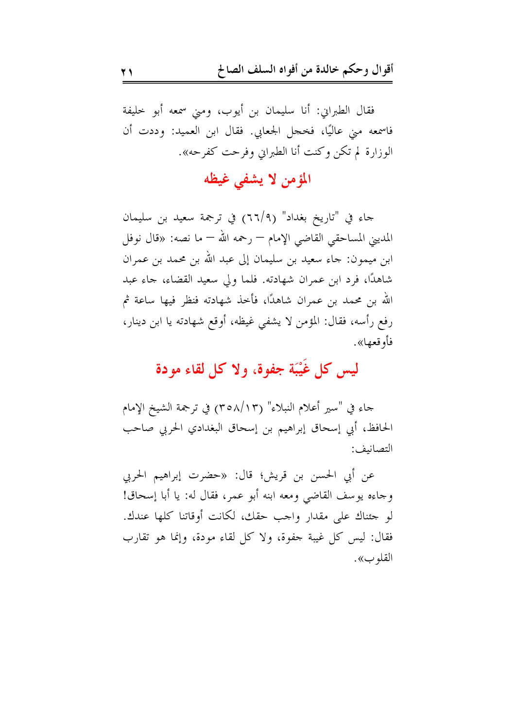فقال الطبراني: أنا سليمان بن أيوب، ومني سمعه أبو خليفة فاسمعه مني عاليًا، فخجل الجعابي. فقال ابن العميد: وددت أن الوزارة لم تكن وكنت أنا الطبراني وفرحت كفرحه».

## المؤمن لا يشفي غيظه

جاء في "تاريخ بغداد" (٩/٦٦) في ترجمة سعيد بن سليمان المديني المساحقي القاضي الإمام – رحمه الله – ما نصه: «قال نوفل ابن ميمون: جاء سعيد بن سليمان إلى عبد الله بن محمد بن عمران شاهدًا، فرد ابن عمران شهادته. فلما ولي سعيد القضاء، جاء عبد الله بن محمد بن عمران شاهدًا، فأخذ شهادته فنظر فيها ساعة ثم رفع رأسه، فقال: المؤمن لا يشفي غيظه، أوقع شهادته يا ابن دينار، فأوقعها».

## ليس كل غَيْبَة جفوة، ولا كل لقاء مودة

جاء في "سير أعلام النبلاء" (١٣/٣٥٨) في ترجمة الشيخ الإمام الحافظ، أبي إسحاق إبراهيم بن إسحاق البغدادي الحربي صاحب التصانيف:

عن أبي الحسن بن قريش؛ قال: «حضرت إبراهيم الحربي وجاءه يوسف القاضي ومعه ابنه أبو عمر، فقال له: يا أبا إسحاق! لو جئناك على مقدار واجب حقك، لكانت أوقاتنا كلها عندك. فقال: ليس كل غيبة جفوة، ولا كل لقاء مودة، وإنما هو تقارب القلوب».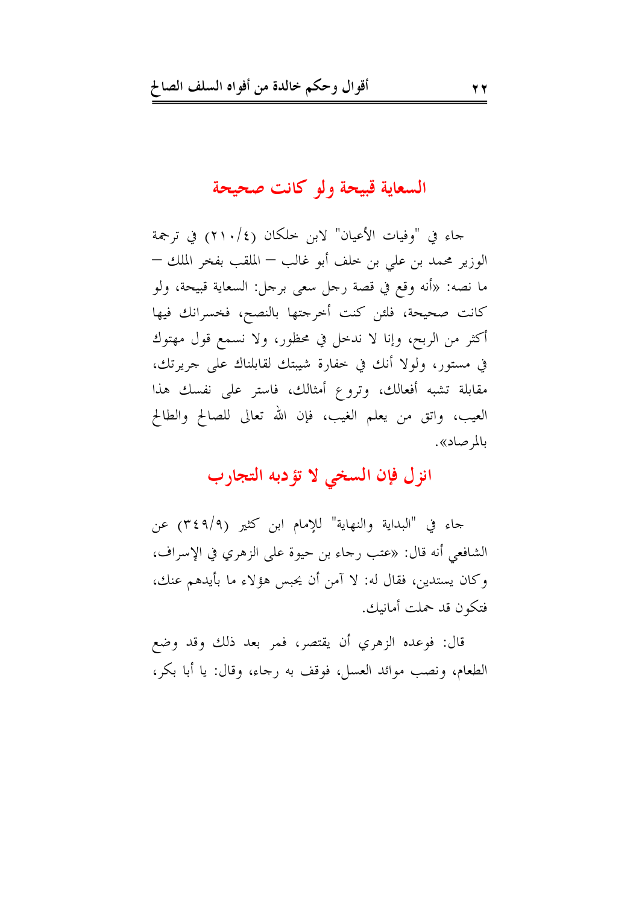## السعاية قبيحة ولو كانت صحيحة

جاء في "وفيات الأعيان" لابن خلكان (٤/٢١٠) في ترجمة الوزير محمد بن علي بن خلف أبو غالب – الملقب بفخر الملك – ما نصه: «أنه وقع في قصة رجل سعى برجل: السعاية قبيحة، ولو كانت صحيحة، فلئن كنت أخرجتها بالنصح، فخسرانك فيها أكثر من الربح، وإنا لا ندخل في محظور، ولا نسمع قول مهتوك في مستور، ولولا أنك في خفارة شيبتك لقابلناك على جريرتك، مقابلة تشبه أفعالك، وتروع أمثالك، فاستر على نفسك هذا العيب، واتق من يعلم الغيب، فإن الله تعالى للصالح والطالح بالمرصاد».

## انزل فإن السخي لا تؤدبه التجارب

جاء في "البداية والنهاية" للإمام ابن كثير (٩/٣٤٩) عن الشافعي أنه قال: «عتب رجاء بن حيوة على الزهري في الإسراف، وكان يستدين، فقال له: لا آمن أن يحبس هؤلاء ما بأيدهم عنك، فتكون قد حملت أمانيك.

قال: فوعده الزهري أن يقتصر، فمر بعد ذلك وقد وضع الطعام، ونصب موائد العسل، فوقف به رجاء، وقال: يا أبا بكر،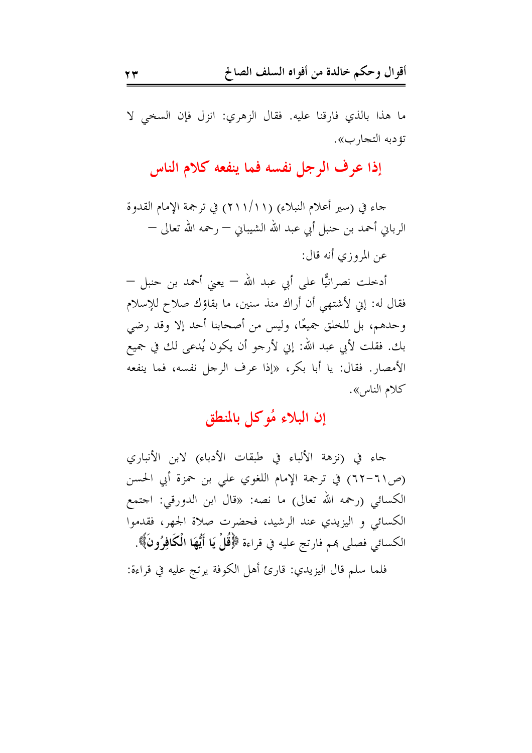ما هذا بالذي فارقنا عليه. فقال الزهري: انزل فإن السخي لا تؤدبه التجارب».

## إذا عرف الرجل نفسه فما ينفعه كلام الناس

جاء في (سير أعلام النبلاء) (١١/٢١١) في ترجمة الإمام القدوة الرباني أحمد بن حنبل أبي عبد الله الشيباني – رحمه الله تعالى –

عن المروزي أنه قال:

أدخلت نصرانيًّا على أبي عبد الله – يعني أحمد بن حنبل – فقال له: إني لأشتهي أن أراك منذ سنين، ما بقاؤك صلاح للإسلام وحدهم، بل للخلق جميعًا، وليس من أصحابنا أحد إلا وقد رضي بك. فقلت لأبي عبد الله: إني لأرجو أن يكون يُدعى لك في جميع الأمصار. فقال: يا أبا بكر، «إذا عرف الرجل نفسه، فما ينفعه كلام الناس».

## إن البلاء مُوكل بالمنطق

جاء في (نزهة الألباء في طبقات الأدباء) لابن الأنباري (ص٦١–٦٢) في ترجمة الإمام اللغوي علي بن حمزة أبي الحسن الكسائي (رحمه الله تعالى) ما نصه: «قال ابن الدورقي: اجتمع الكسائي و اليزيدي عند الرشيد، فحضرت صلاة الجهر، فقدموا الكسائي فصلى بهم فارتج عليه في قراءة ﴿**قُلْ يَا أَيُّهَا الْكَافِرُونَ**﴾.

فلما سلم قال اليزيدي: قارئ أهل الكوفة يرتج عليه في قراءة: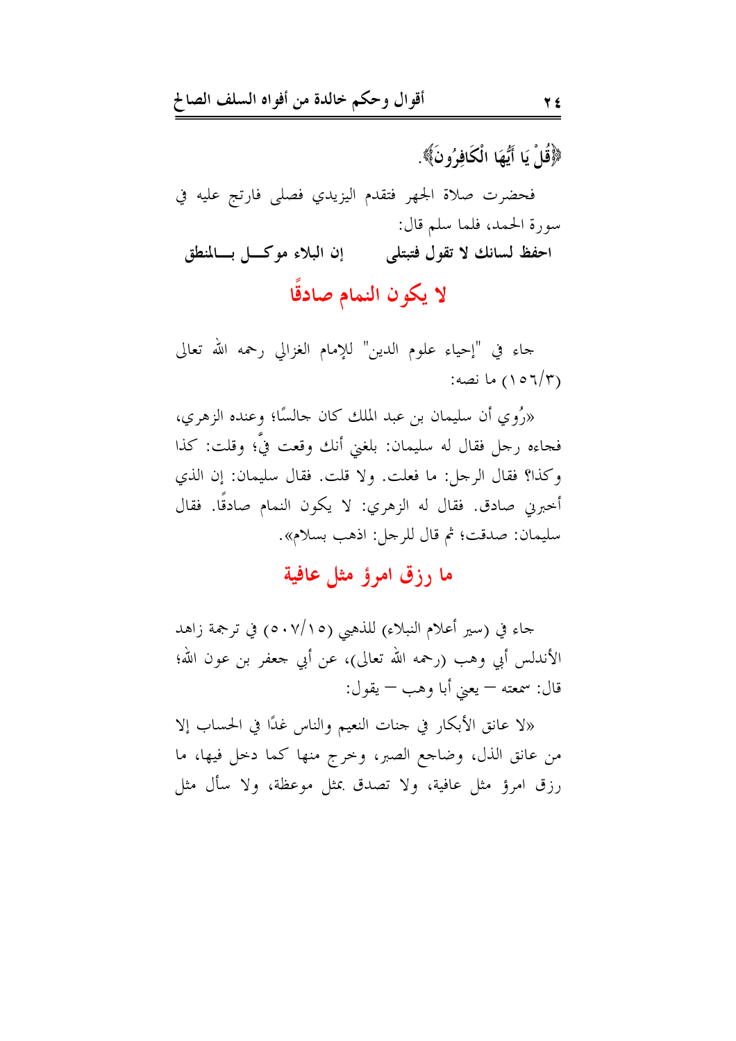﴿قُلْ يَا أَيُّهَا الْكَافِرُونَ﴾.

فحضرت صلاة الجهر فتقدم اليزيدي فصلى فارتج عليه في سورة الحمد، فلما سلم قال:

احفظ لسانك لا تقول فتبتلى إن البلاء موكــل بــالمنطق

## لا يكون النمام صادقًا

جاء في "إحياء علوم الدين" للإمام الغزالي رحمه الله تعالى (١٥٦/٣) ما نصه:

«رُوي أن سليمان بن عبد الملك كان جالسًا؛ وعنده الزهري، فجاءه رجل فقال له سليمان: بلغني أنك وقعت فيَّ؛ وقلت: كذا وكذا؟ فقال الرجل: ما فعلت. ولا قلت. فقال سليمان: إن الذي أخبرني صادق. فقال له الزهري: لا يكون النمام صادقًا. فقال سليمان: صدقت؛ ثم قال للرجل: اذهب بسلام».

## ما رزق امرؤ مثل عافية

جاء في (سير أعلام النبلاء) للذهبي (٥٠٧/١٥) في ترجمة زاهد الأندلس أبي وهب (رحمه الله تعالى)، عن أبي جعفر بن عون الله؛ قال: سمعته – يعني أبا وهب – يقول:

«لا عانق الأبكار في جنات النعيم والناس غدًا في الحساب إلا من عانق الذل، وضاجع الصبر، وخرج منها كما دخل فيها، ما رزق امرؤ مثل عافية، ولا تصدق بمثل موعظة، ولا سأل مثل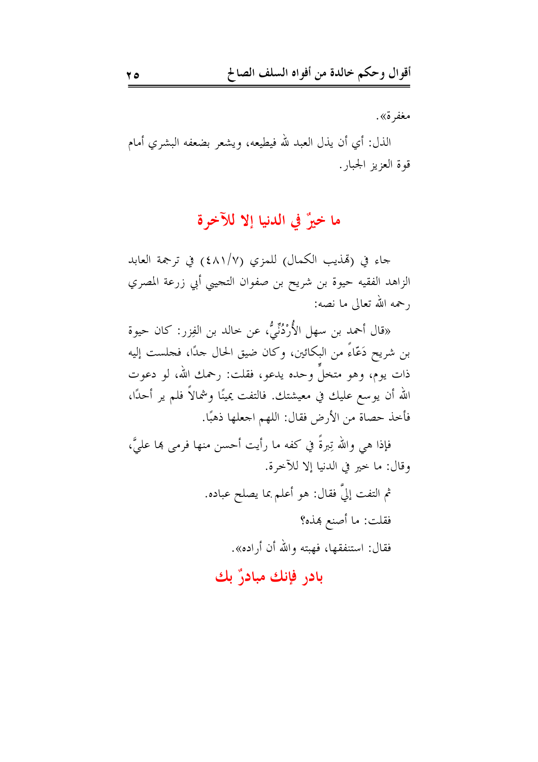مغفرة».

الذل: أي أن يذل العبد لله فيطيعه، ويشعر بضعفه البشري أمام قوة العزيز الجبار.

## ما خيرٌ في الدنيا إلا للآخرة

جاء في (تهذيب الكمال) للمزي (٤٨١/٧) في ترجمة العابد الزاهد الفقيه حيوة بن شريح بن صفوان التجيبي أبي زرعة المصري رحمه الله تعالى ما نصه:

«قال أحمد بن سهل الأُرْدُنِّيُّ، عن خالد بن الفِزر: كان حيوة بن شريح دَعّاءً من البكائين، وكان ضيق الحال جدًا، فجلست إليه ذات يوم، وهو متخلٍّ وحده يدعو، فقلت: رحمك الله، لو دعوت الله أن يوسع عليك في معيشتك. فالتفت يمينًا وشمالاً فلم ير أحدًا، فأخذ حصاة من الأرض فقال: اللهم اجعلها ذهبًا.

فإذا هي والله تِبرةً في كفه ما رأيت أحسن منها فرمى بها عليَّ، وقال: ما خير في الدنيا إلا للآخرة.

ثم التفت إليَّ فقال: هو أعلم بما يصلح عباده.

فقلت: ما أصنع بهذه؟

فقال: استنفقها، فهبته والله أن أراده».

## بادر فإنك مبادرٌ بك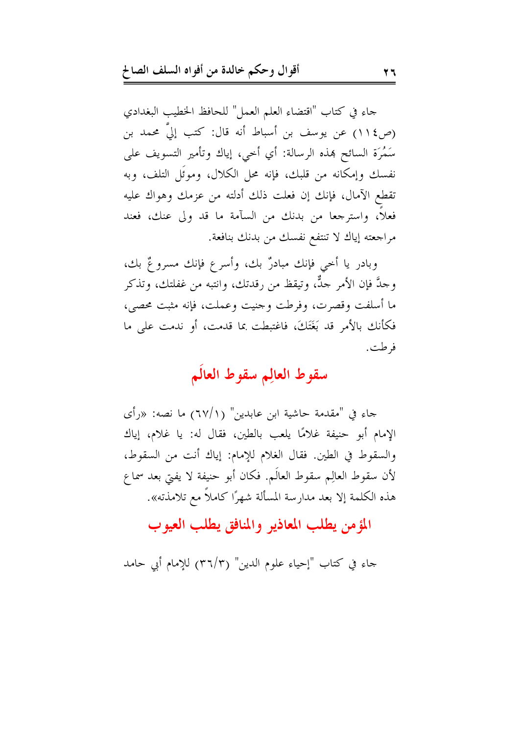جاء في كتاب "اقتضاء العلم العمل" للحافظ الخطيب البغدادي (ص١١٤) عن يوسف بن أسباط أنه قال: كتب إليَّ محمد بن سَمُرَة السائح بهذه الرسالة: أي أخي، إياك وتأمير التسويف على نفسك وإمكانه من قلبك، فإنه محل الكلال، وموئل التلف، وبه تقطع الآمال، فإنك إن فعلت ذلك أدلته من عزمك وهواك عليه فعلاً، واسترجعا من بدنك من السآمة ما قد ولى عنك، فعند مراجعته إياك لا تنتفع نفسك من بدنك بنافعة.

وبادر يا أخي فإنك مبادرٌ بك، وأسرع فإنك مسروعٌ بك، وجدَّ فإن الأمر جدٌّ، وتيقظ من رقدتك، وانتبه من غفلتك، وتذكر ما أسلفت وقصرت، وفرطت وجنيت وعملت، فإنه مثبت محصى، فكأنك بالأمر قد بَغَتَكَ، فاغتبطت بما قدمت، أو ندمت على ما فرطت.

## سقوط العالِم سقوط العالَم

جاء في "مقدمة حاشية ابن عابدين" (٦٧/١) ما نصه: «رأى الإمام أبو حنيفة غلامًا يلعب بالطين، فقال له: يا غلام، إياك والسقوط في الطين. فقال الغلام للإمام: إياك أنت من السقوط، لأن سقوط العالِم سقوط العالَم. فكان أبو حنيفة لا يفتي بعد سماع هذه الكلمة إلا بعد مدارسة المسألة شهرًا كاملاً مع تلامذته».

## المؤمن يطلب المعاذير والمنافق يطلب العيوب

جاء في كتاب "إحياء علوم الدين" (٣٦/٣) للإمام أبي حامد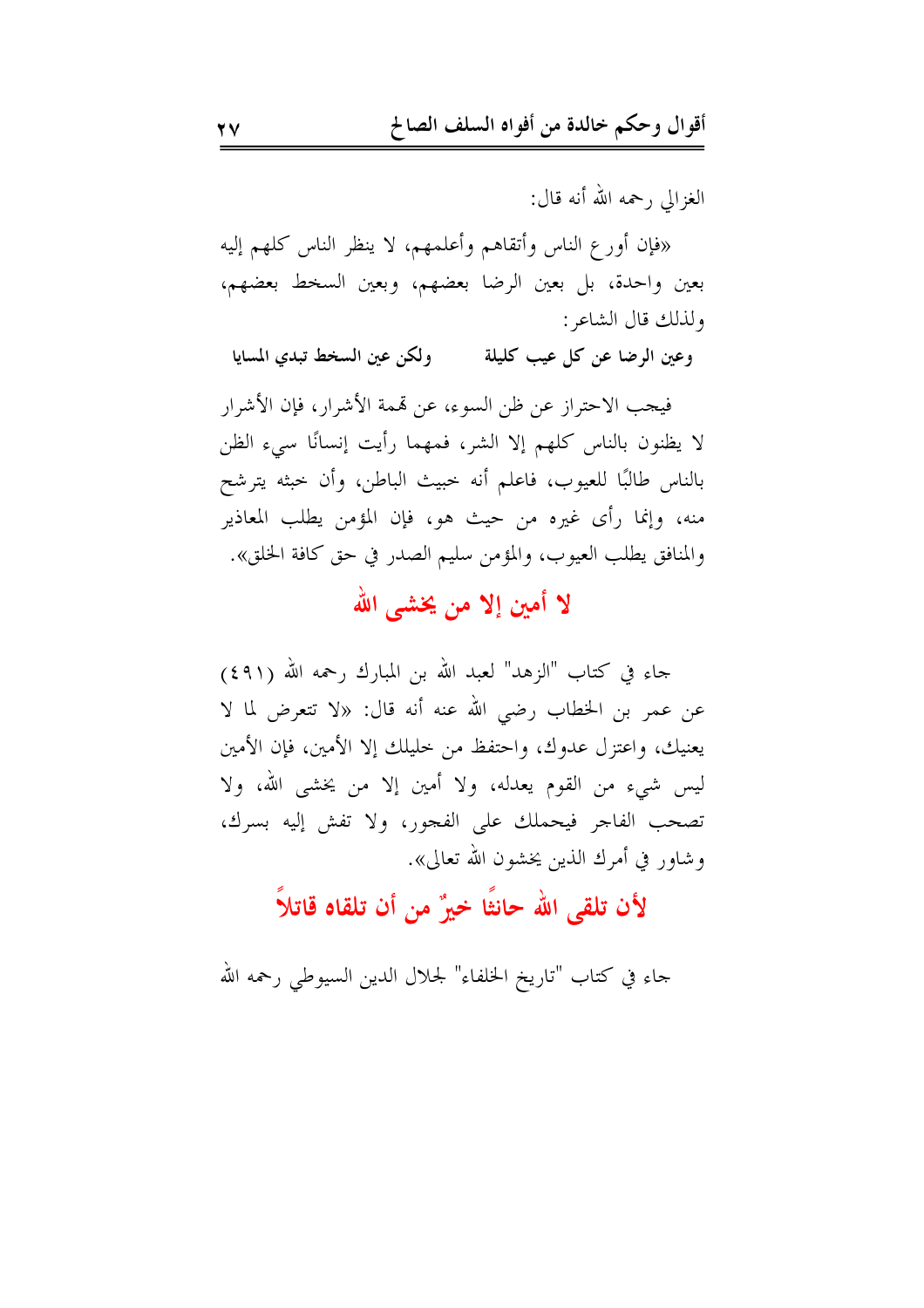الغزالي رحمه الله أنه قال:

«فإن أورع الناس وأتقاهم وأعلمهم، لا ينظر الناس كلهم إليه بعين واحدة، بل بعين الرضا بعضهم، وبعين السخط بعضهم، ولذلك قال الشاعر:

**وعين الرضا عن كل عيب كليلة ... ولكن عين السخط تبدي المساويا**

فيجب الاحتراز عن ظن السوء، عن تهمة الأشرار، فإن الأشرار لا يظنون بالناس كلهم إلا الشر، فمهما رأيت إنسانًا سيء الظن بالناس طالبًا للعيوب، فاعلم أنه خبيث الباطن، وأن خبثه يترشح منه، وإنما رأى غيره من حيث هو، فإن المؤمن يطلب المعاذير والمنافق يطلب العيوب، والمؤمن سليم الصدر في حق كافة الخلق».

## لا أمين إلا من يخشى الله

جاء في كتاب "الزهد" لعبد الله بن المبارك رحمه الله (٤٩١) عن عمر بن الخطاب رضي الله عنه أنه قال: «لا تتعرض لما لا يعنيك، واعتزل عدوك، واحتفظ من خليلك إلا الأمين، فإن الأمين ليس شيء من القوم يعدله، ولا أمين إلا من يخشى الله، ولا تصحب الفاجر فيحملك على الفجور، ولا تفش إليه بسرك، وشاور في أمرك الذين يخشون الله تعالى».

## لأن تلقى الله حانثًا خيرٌ من أن تلقاه قاتلاً

جاء في كتاب "تاريخ الخلفاء" لجلال الدين السيوطي رحمه الله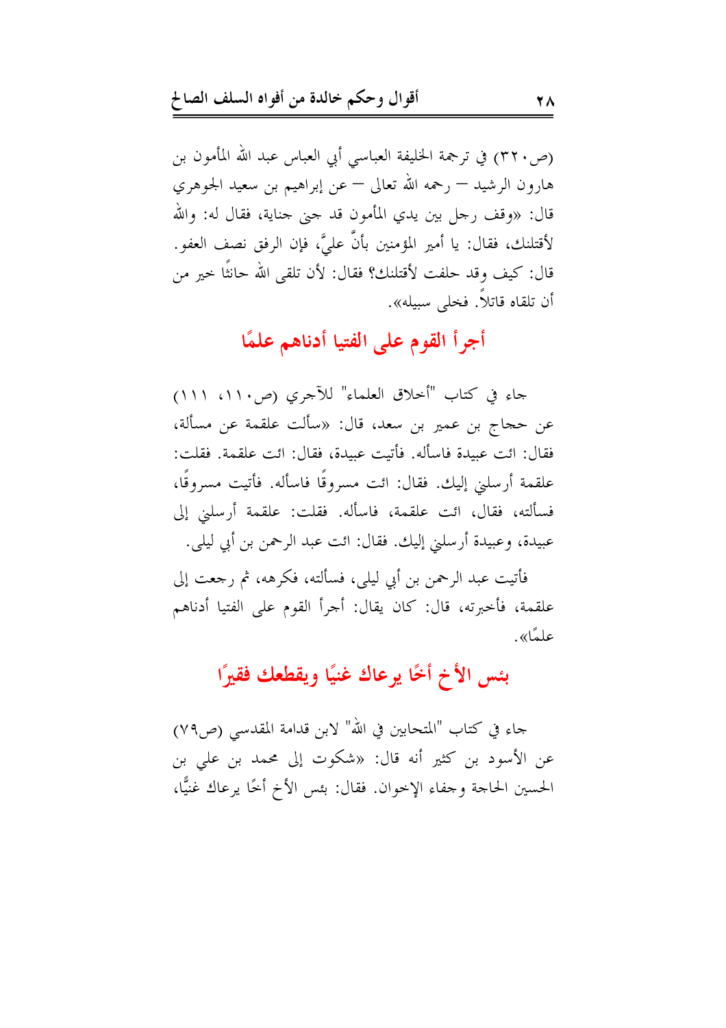(ص٣٢٠) في ترجمة الخليفة العباسي أبي العباس عبد الله المأمون بن هارون الرشيد — رحمه الله تعالى — عن إبراهيم بن سعيد الجوهري قال: «وقف رجل بين يدي المأمون قد جنى جناية، فقال له: والله لأقتلنك، فقال: يا أمير المؤمنين بأنَّ عليَّ، فإن الرفق نصف العفو. قال: كيف وقد حلفت لأقتلنك؟ فقال: لأن تلقى الله حانثًا خير من أن تلقاه قاتلاً. فخلى سبيله».

## أجرأ القوم على الفتيا أدناهم علمًا

جاء في كتاب "أخلاق العلماء" للآجري (ص١١٠، ١١١) عن حجاج بن عمير بن سعد، قال: «سألت علقمة عن مسألة، فقال: ائت عبيدة فاسأله. فأتيت عبيدة، فقال: ائت علقمة. فقلت: علقمة أرسلني إليك. فقال: ائت مسروقًا فاسأله. فأتيت مسروقًا، فسألته، فقال، ائت علقمة، فاسأله. فقلت: علقمة أرسلني إلى عبيدة، وعبيدة أرسلني إليك. فقال: ائت عبد الرحمن بن أبي ليلى.

فأتيت عبد الرحمن بن أبي ليلى، فسألته، فكرهه، ثم رجعت إلى علقمة، فأخبرته، قال: كان يقال: أجرأ القوم على الفتيا أدناهم علمًا».

## بئس الأخ أخًا يرعاك غنيًا ويقطعك فقيرًا

جاء في كتاب "المتحابين في الله" لابن قدامة المقدسي (ص٧٩) عن الأسود بن كثير أنه قال: «شكوت إلى محمد بن علي بن الحسين الحاجة وجفاء الإخوان. فقال: بئس الأخ أخًا يرعاك غنيًّا،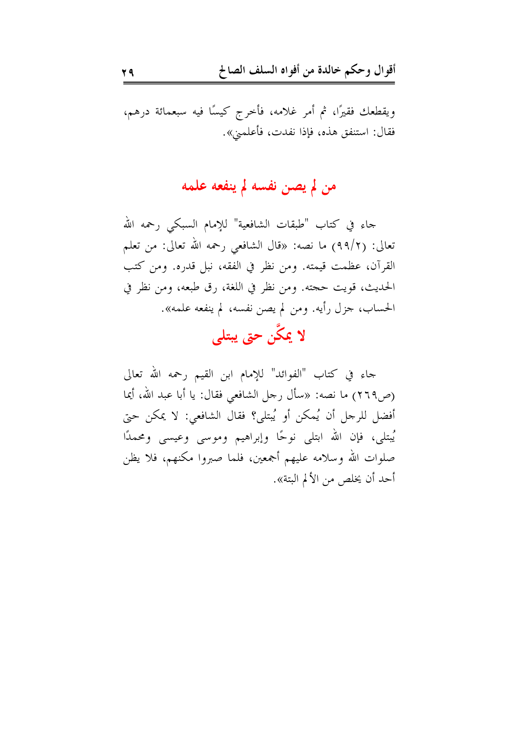ويقطعك فقيرًا، ثم أمر غلامه، فأخرج كيسًا فيه سبعمائة درهم، فقال: استنفق هذه، فإذا نفدت، فأعلمني».

## من لم يصن نفسه لم ينفعه علمه

جاء في كتاب "طبقات الشافعية" للإمام السبكي رحمه الله تعالى: (٢/٩٩) ما نصه: «قال الشافعي رحمه الله تعالى: من تعلم القرآن، عظمت قيمته. ومن نظر في الفقه، نبل قدره. ومن كتب الحديث، قويت حجته. ومن نظر في اللغة، رق طبعه، ومن نظر في الحساب، جزل رأيه. ومن لم يصن نفسه، لم ينفعه علمه».

## لا يمكَّن حتى يبتلى

جاء في كتاب "الفوائد" للإمام ابن القيم رحمه الله تعالى (ص٢٦٩) ما نصه: «سأل رجل الشافعي فقال: يا أبا عبد الله، أيما أفضل للرجل أن يُمكن أو يُبتلى؟ فقال الشافعي: لا يمكن حتى يُبتلى، فإن الله ابتلى نوحًا وإبراهيم وموسى وعيسى ومحمدًا صلوات الله وسلامه عليهم أجمعين، فلما صبروا مكنهم، فلا يظن أحد أن يخلص من الألم البتة».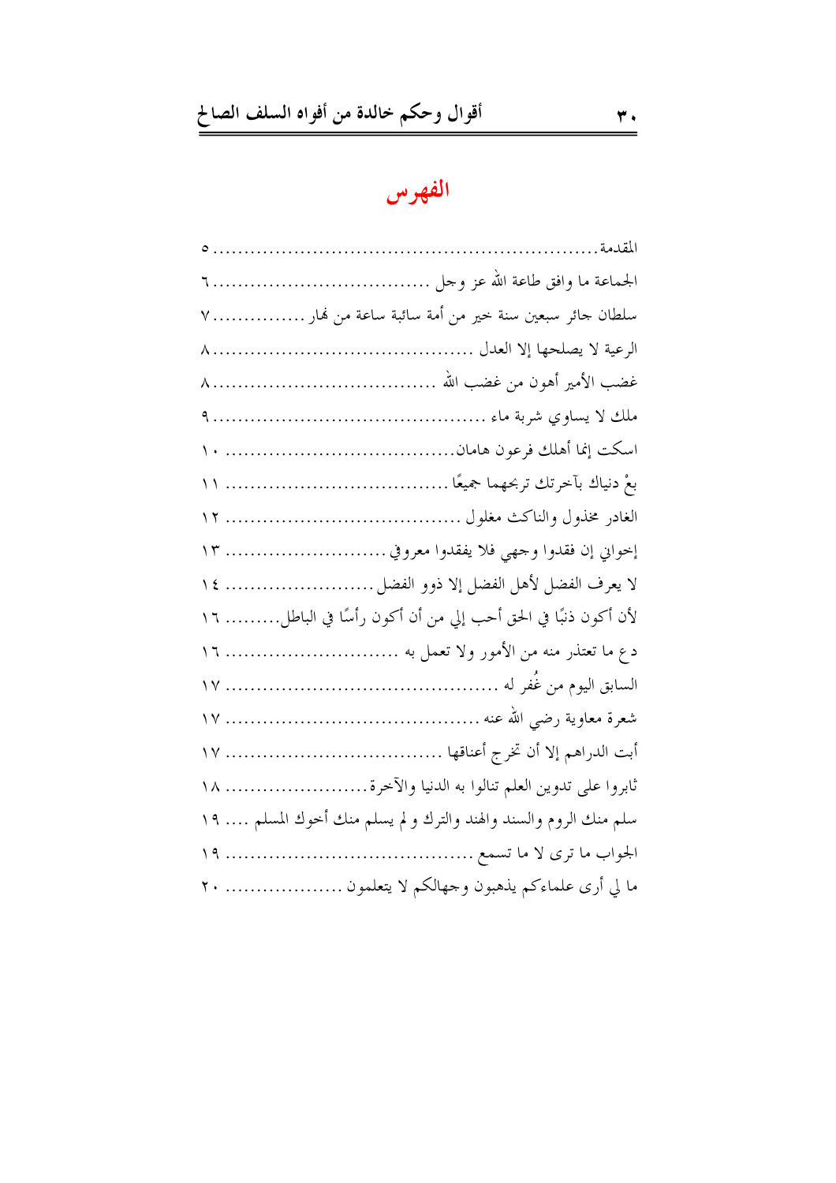# الفهرس

المقدمة ............................................................ ٥

الجماعة ما وافق طاعة الله عز وجل ................................. ٦

سلطان جائر سبعين سنة خير من أمة سائبة ساعة من نهار ............... ٧

الرعية لا يصلحها إلا العدل ......................................... ٨

غضب الأمير أهون من غضب الله ...................................... ٨

ملك لا يساوي شربة ماء ............................................ ٩

اسكت إنما أهلك فرعون هامان ...................................... ١٠

بعْ دنياك بآخرتك تربحهما جميعًا ...................................... ١١

الغادر مخذول والناكث مغلول ........................................ ١٢

إخواني إن فقدوا وجهي فلا يفقدوا معروفي ........................... ١٣

لا يعرف الفضل لأهل الفضل إلا ذوو الفضل ......................... ١٤

لأن أكون ذنبًا في الحق أحب إلي من أن أكون رأسًا في الباطل......... ١٦

دع ما تعتذر منه من الأمور ولا تعمل به ............................. ١٦

السابق اليوم من غُفر له ............................................. ١٧

شعرة معاوية رضي الله عنه .......................................... ١٧

أبت الدراهم إلا أن تخرج أعناقها .................................... ١٧

ثابروا على تدوين العلم تنالوا به الدنيا والآخرة......................... ١٨

سلم منك الروم والسند والهند والترك و لم يسلم منك أخوك المسلم .... ١٩

الجواب ما ترى لا ما تسمع ......................................... ١٩

ما لي أرى علماءكم يذهبون وجهالكم لا يتعلمون .................... ٢٠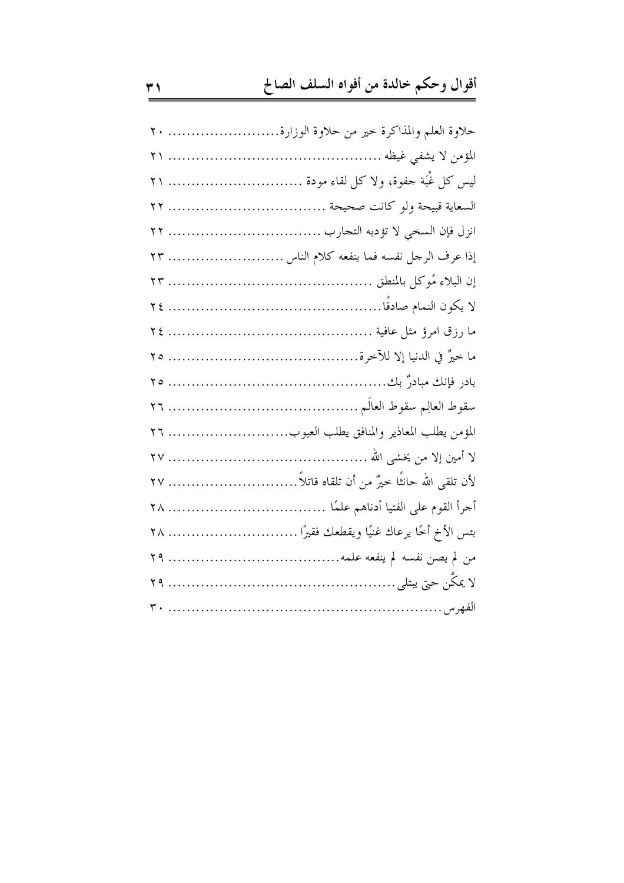حلاوة العلم والمذاكرة خير من حلاوة الوزارة........................ ٢٠

المؤمن لا يشفي غيظه ............................................. ٢١

ليس كل غبْة جفوة، ولا كل لقاء مودة ............................. ٢١

السعاية قبيحة ولو كانت صحيحة ................................. ٢٢

انزل فإن السخي لا تؤدبه التجارب ................................. ٢٢

إذا عرف الرجل نفسه فما ينفعه كلام الناس ......................... ٢٣

إن البلاء مُوكل بالمنطق ........................................... ٢٣

لا يكون النمام صادقًا............................................. ٢٤

ما رزق امرؤ مثل عافية ........................................... ٢٤

ما خيرٌ في الدنيا إلا للآخرة........................................ ٢٥

بادر فإنك مبادرٌ بك............................................... ٢٥

سقوط العالِم سقوط العالَم ........................................ ٢٦

المؤمن يطلب المعاذير والمنافق يطلب العيوب........................ ٢٦

لا أمين إلا من يخشى الله ......................................... ٢٧

لأن تلقى الله حانثًا خيرٌ من أن تلقاه قاتلاً............................ ٢٧

أجرأ القوم على الفتيا أدناهم علمًا ................................. ٢٨

بئس الأخ أخًا يرعاك غنيًا ويقطعك فقيرًا ............................ ٢٨

من لم يصن نفسه لم ينفعه علمه.................................... ٢٩

لا يمكَّن حتى يبتلى................................................ ٢٩

الفهرس.......................................................... ٣٠